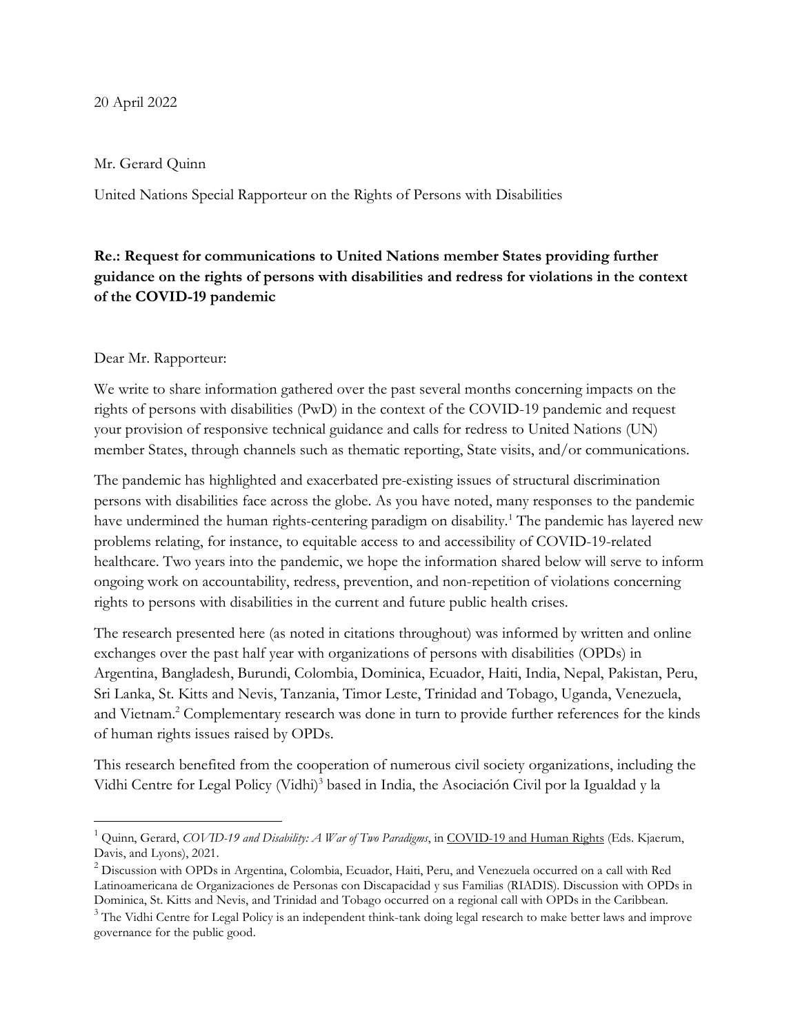20 April 2022

Mr. Gerard Quinn

United Nations Special Rapporteur on the Rights of Persons with Disabilities

**Re.: Request for communications to United Nations member States providing further guidance on the rights of persons with disabilities and redress for violations in the context of the COVID-19 pandemic**

Dear Mr. Rapporteur:

We write to share information gathered over the past several months concerning impacts on the rights of persons with disabilities (PwD) in the context of the COVID-19 pandemic and request your provision of responsive technical guidance and calls for redress to United Nations (UN) member States, through channels such as thematic reporting, State visits, and/or communications.

The pandemic has highlighted and exacerbated pre-existing issues of structural discrimination persons with disabilities face across the globe. As you have noted, many responses to the pandemic have undermined the human rights-centering paradigm on disability.[1] The pandemic has layered new problems relating, for instance, to equitable access to and accessibility of COVID-19-related healthcare. Two years into the pandemic, we hope the information shared below will serve to inform ongoing work on accountability, redress, prevention, and non-repetition of violations concerning rights to persons with disabilities in the current and future public health crises.

The research presented here (as noted in citations throughout) was informed by written and online exchanges over the past half year with organizations of persons with disabilities (OPDs) in Argentina, Bangladesh, Burundi, Colombia, Dominica, Ecuador, Haiti, India, Nepal, Pakistan, Peru, Sri Lanka, St. Kitts and Nevis, Tanzania, Timor Leste, Trinidad and Tobago, Uganda, Venezuela, and Vietnam.[2] Complementary research was done in turn to provide further references for the kinds of human rights issues raised by OPDs.

This research benefited from the cooperation of numerous civil society organizations, including the Vidhi Centre for Legal Policy (Vidhi)[3] based in India, the Asociación Civil por la Igualdad y la

---

[1] Quinn, Gerard, *COVID-19 and Disability: A War of Two Paradigms*, in COVID-19 and Human Rights (Eds. Kjaerum, Davis, and Lyons), 2021.

[2] Discussion with OPDs in Argentina, Colombia, Ecuador, Haiti, Peru, and Venezuela occurred on a call with Red Latinoamericana de Organizaciones de Personas con Discapacidad y sus Familias (RIADIS). Discussion with OPDs in Dominica, St. Kitts and Nevis, and Trinidad and Tobago occurred on a regional call with OPDs in the Caribbean.

[3] The Vidhi Centre for Legal Policy is an independent think-tank doing legal research to make better laws and improve governance for the public good.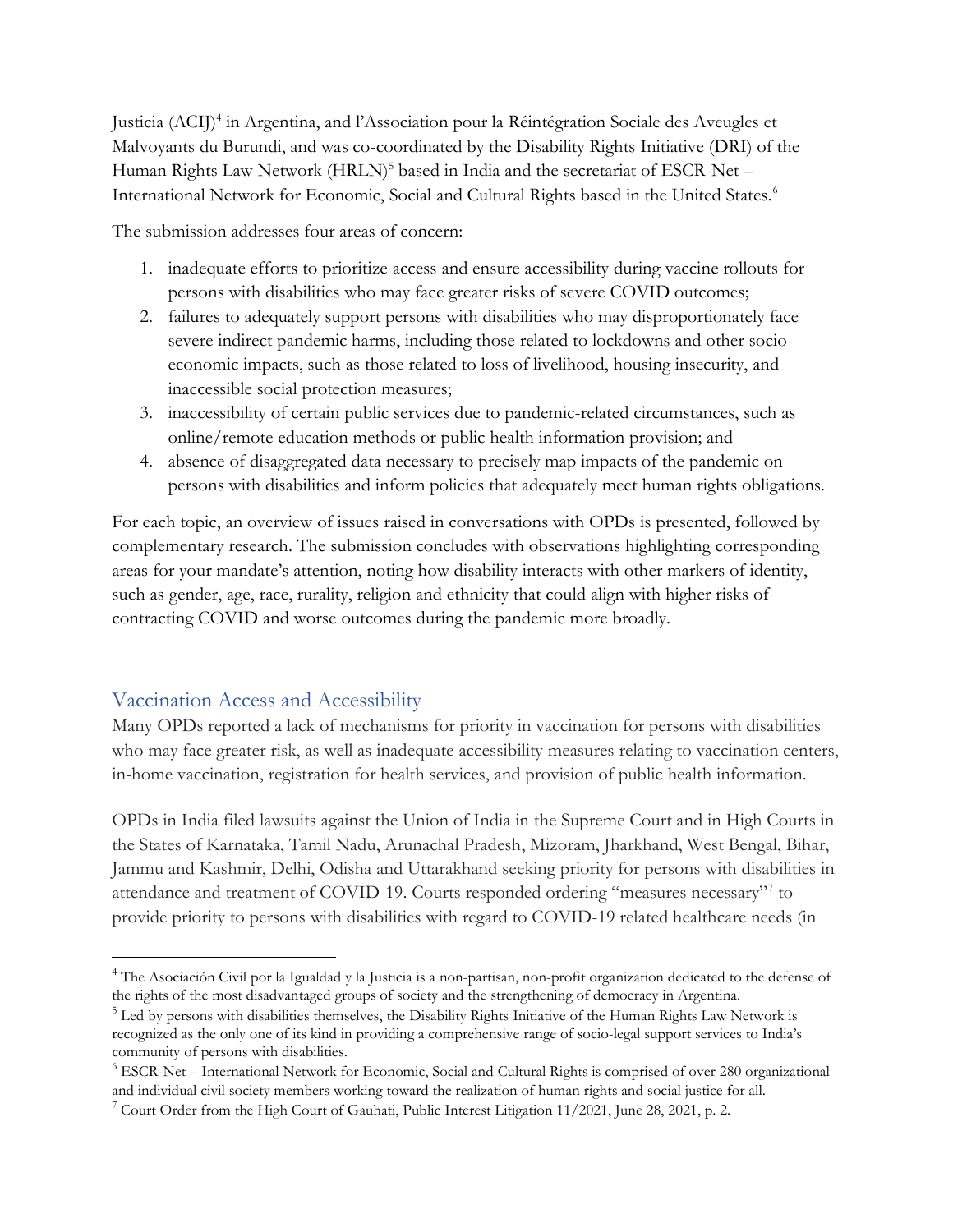Justicia (ACIJ)[4] in Argentina, and l'Association pour la Réintégration Sociale des Aveugles et Malvoyants du Burundi, and was co-coordinated by the Disability Rights Initiative (DRI) of the Human Rights Law Network (HRLN)[5] based in India and the secretariat of ESCR-Net – International Network for Economic, Social and Cultural Rights based in the United States.[6]

The submission addresses four areas of concern:

1. inadequate efforts to prioritize access and ensure accessibility during vaccine rollouts for persons with disabilities who may face greater risks of severe COVID outcomes;
2. failures to adequately support persons with disabilities who may disproportionately face severe indirect pandemic harms, including those related to lockdowns and other socio-economic impacts, such as those related to loss of livelihood, housing insecurity, and inaccessible social protection measures;
3. inaccessibility of certain public services due to pandemic-related circumstances, such as online/remote education methods or public health information provision; and
4. absence of disaggregated data necessary to precisely map impacts of the pandemic on persons with disabilities and inform policies that adequately meet human rights obligations.

For each topic, an overview of issues raised in conversations with OPDs is presented, followed by complementary research. The submission concludes with observations highlighting corresponding areas for your mandate's attention, noting how disability interacts with other markers of identity, such as gender, age, race, rurality, religion and ethnicity that could align with higher risks of contracting COVID and worse outcomes during the pandemic more broadly.

## Vaccination Access and Accessibility

Many OPDs reported a lack of mechanisms for priority in vaccination for persons with disabilities who may face greater risk, as well as inadequate accessibility measures relating to vaccination centers, in-home vaccination, registration for health services, and provision of public health information.

OPDs in India filed lawsuits against the Union of India in the Supreme Court and in High Courts in the States of Karnataka, Tamil Nadu, Arunachal Pradesh, Mizoram, Jharkhand, West Bengal, Bihar, Jammu and Kashmir, Delhi, Odisha and Uttarakhand seeking priority for persons with disabilities in attendance and treatment of COVID-19. Courts responded ordering "measures necessary"[7] to provide priority to persons with disabilities with regard to COVID-19 related healthcare needs (in

---

[4] The Asociación Civil por la Igualdad y la Justicia is a non-partisan, non-profit organization dedicated to the defense of the rights of the most disadvantaged groups of society and the strengthening of democracy in Argentina.

[5] Led by persons with disabilities themselves, the Disability Rights Initiative of the Human Rights Law Network is recognized as the only one of its kind in providing a comprehensive range of socio-legal support services to India's community of persons with disabilities.

[6] ESCR-Net – International Network for Economic, Social and Cultural Rights is comprised of over 280 organizational and individual civil society members working toward the realization of human rights and social justice for all.

[7] Court Order from the High Court of Gauhati, Public Interest Litigation 11/2021, June 28, 2021, p. 2.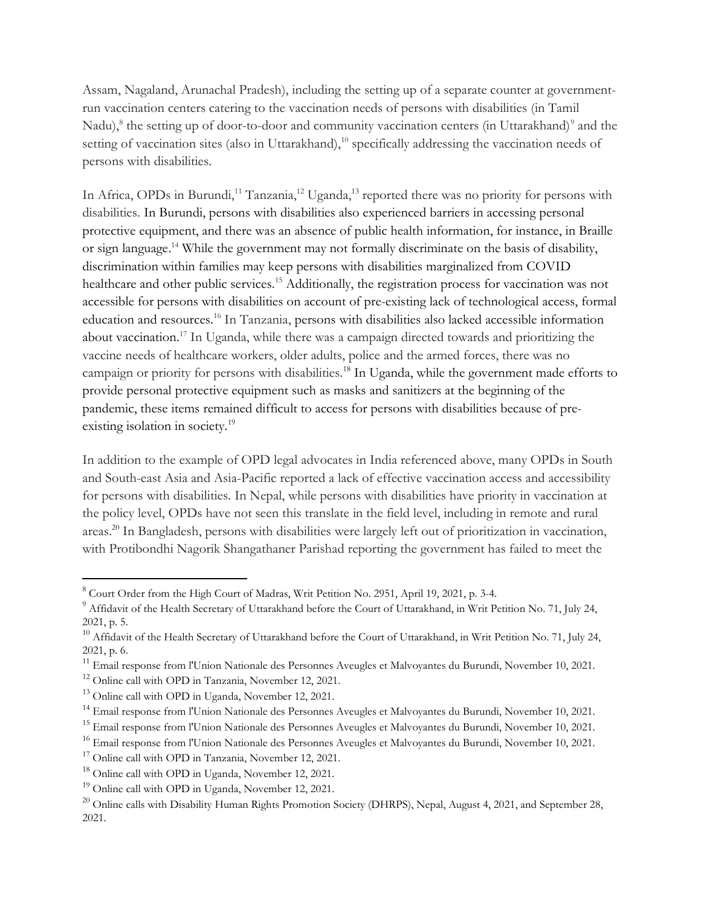Assam, Nagaland, Arunachal Pradesh), including the setting up of a separate counter at government-run vaccination centers catering to the vaccination needs of persons with disabilities (in Tamil Nadu),[8] the setting up of door-to-door and community vaccination centers (in Uttarakhand)[9] and the setting of vaccination sites (also in Uttarakhand),[10] specifically addressing the vaccination needs of persons with disabilities.

In Africa, OPDs in Burundi,[11] Tanzania,[12] Uganda,[13] reported there was no priority for persons with disabilities. In Burundi, persons with disabilities also experienced barriers in accessing personal protective equipment, and there was an absence of public health information, for instance, in Braille or sign language.[14] While the government may not formally discriminate on the basis of disability, discrimination within families may keep persons with disabilities marginalized from COVID healthcare and other public services.[15] Additionally, the registration process for vaccination was not accessible for persons with disabilities on account of pre-existing lack of technological access, formal education and resources.[16] In Tanzania, persons with disabilities also lacked accessible information about vaccination.[17] In Uganda, while there was a campaign directed towards and prioritizing the vaccine needs of healthcare workers, older adults, police and the armed forces, there was no campaign or priority for persons with disabilities.[18] In Uganda, while the government made efforts to provide personal protective equipment such as masks and sanitizers at the beginning of the pandemic, these items remained difficult to access for persons with disabilities because of pre-existing isolation in society.[19]

In addition to the example of OPD legal advocates in India referenced above, many OPDs in South and South-east Asia and Asia-Pacific reported a lack of effective vaccination access and accessibility for persons with disabilities. In Nepal, while persons with disabilities have priority in vaccination at the policy level, OPDs have not seen this translate in the field level, including in remote and rural areas.[20] In Bangladesh, persons with disabilities were largely left out of prioritization in vaccination, with Protibondhi Nagorik Shangathaner Parishad reporting the government has failed to meet the

---

[8] Court Order from the High Court of Madras, Writ Petition No. 2951, April 19, 2021, p. 3-4.

[9] Affidavit of the Health Secretary of Uttarakhand before the Court of Uttarakhand, in Writ Petition No. 71, July 24, 2021, p. 5.

[10] Affidavit of the Health Secretary of Uttarakhand before the Court of Uttarakhand, in Writ Petition No. 71, July 24, 2021, p. 6.

[11] Email response from l'Union Nationale des Personnes Aveugles et Malvoyantes du Burundi, November 10, 2021.

[12] Online call with OPD in Tanzania, November 12, 2021.

[13] Online call with OPD in Uganda, November 12, 2021.

[14] Email response from l'Union Nationale des Personnes Aveugles et Malvoyantes du Burundi, November 10, 2021.

[15] Email response from l'Union Nationale des Personnes Aveugles et Malvoyantes du Burundi, November 10, 2021.

[16] Email response from l'Union Nationale des Personnes Aveugles et Malvoyantes du Burundi, November 10, 2021.

[17] Online call with OPD in Tanzania, November 12, 2021.

[18] Online call with OPD in Uganda, November 12, 2021.

[19] Online call with OPD in Uganda, November 12, 2021.

[20] Online calls with Disability Human Rights Promotion Society (DHRPS), Nepal, August 4, 2021, and September 28, 2021.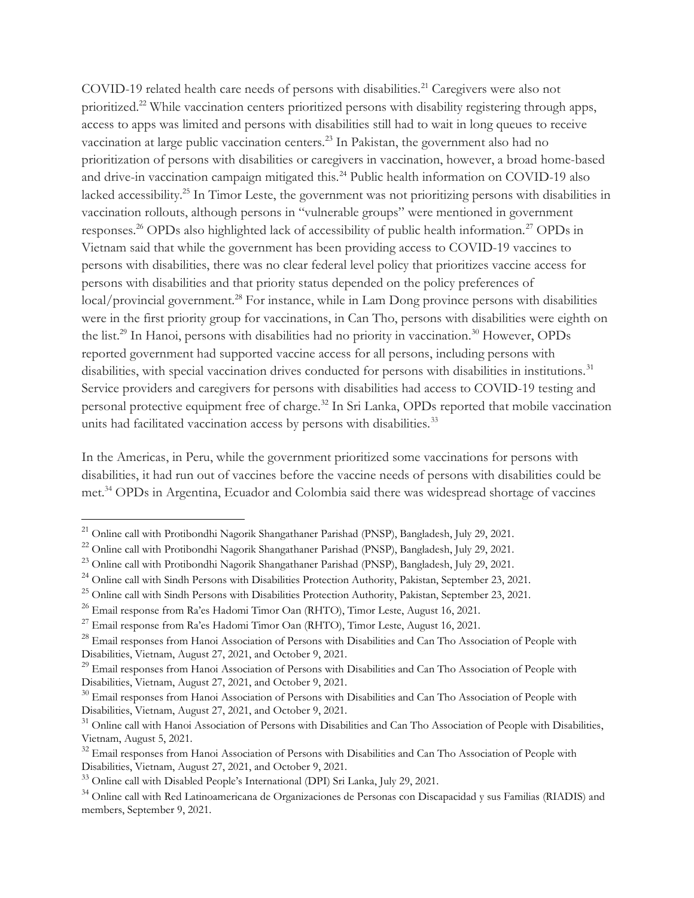COVID-19 related health care needs of persons with disabilities.[21] Caregivers were also not prioritized.[22] While vaccination centers prioritized persons with disability registering through apps, access to apps was limited and persons with disabilities still had to wait in long queues to receive vaccination at large public vaccination centers.[23] In Pakistan, the government also had no prioritization of persons with disabilities or caregivers in vaccination, however, a broad home-based and drive-in vaccination campaign mitigated this.[24] Public health information on COVID-19 also lacked accessibility.[25] In Timor Leste, the government was not prioritizing persons with disabilities in vaccination rollouts, although persons in "vulnerable groups" were mentioned in government responses.[26] OPDs also highlighted lack of accessibility of public health information.[27] OPDs in Vietnam said that while the government has been providing access to COVID-19 vaccines to persons with disabilities, there was no clear federal level policy that prioritizes vaccine access for persons with disabilities and that priority status depended on the policy preferences of local/provincial government.[28] For instance, while in Lam Dong province persons with disabilities were in the first priority group for vaccinations, in Can Tho, persons with disabilities were eighth on the list.[29] In Hanoi, persons with disabilities had no priority in vaccination.[30] However, OPDs reported government had supported vaccine access for all persons, including persons with disabilities, with special vaccination drives conducted for persons with disabilities in institutions.[31] Service providers and caregivers for persons with disabilities had access to COVID-19 testing and personal protective equipment free of charge.[32] In Sri Lanka, OPDs reported that mobile vaccination units had facilitated vaccination access by persons with disabilities.[33]

In the Americas, in Peru, while the government prioritized some vaccinations for persons with disabilities, it had run out of vaccines before the vaccine needs of persons with disabilities could be met.[34] OPDs in Argentina, Ecuador and Colombia said there was widespread shortage of vaccines

---

[21] Online call with Protibondhi Nagorik Shangathaner Parishad (PNSP), Bangladesh, July 29, 2021.

[22] Online call with Protibondhi Nagorik Shangathaner Parishad (PNSP), Bangladesh, July 29, 2021.

[23] Online call with Protibondhi Nagorik Shangathaner Parishad (PNSP), Bangladesh, July 29, 2021.

[24] Online call with Sindh Persons with Disabilities Protection Authority, Pakistan, September 23, 2021.

[25] Online call with Sindh Persons with Disabilities Protection Authority, Pakistan, September 23, 2021.

[26] Email response from Ra'es Hadomi Timor Oan (RHTO), Timor Leste, August 16, 2021.

[27] Email response from Ra'es Hadomi Timor Oan (RHTO), Timor Leste, August 16, 2021.

[28] Email responses from Hanoi Association of Persons with Disabilities and Can Tho Association of People with Disabilities, Vietnam, August 27, 2021, and October 9, 2021.

[29] Email responses from Hanoi Association of Persons with Disabilities and Can Tho Association of People with Disabilities, Vietnam, August 27, 2021, and October 9, 2021.

[30] Email responses from Hanoi Association of Persons with Disabilities and Can Tho Association of People with Disabilities, Vietnam, August 27, 2021, and October 9, 2021.

[31] Online call with Hanoi Association of Persons with Disabilities and Can Tho Association of People with Disabilities, Vietnam, August 5, 2021.

[32] Email responses from Hanoi Association of Persons with Disabilities and Can Tho Association of People with Disabilities, Vietnam, August 27, 2021, and October 9, 2021.

[33] Online call with Disabled People's International (DPI) Sri Lanka, July 29, 2021.

[34] Online call with Red Latinoamericana de Organizaciones de Personas con Discapacidad y sus Familias (RIADIS) and members, September 9, 2021.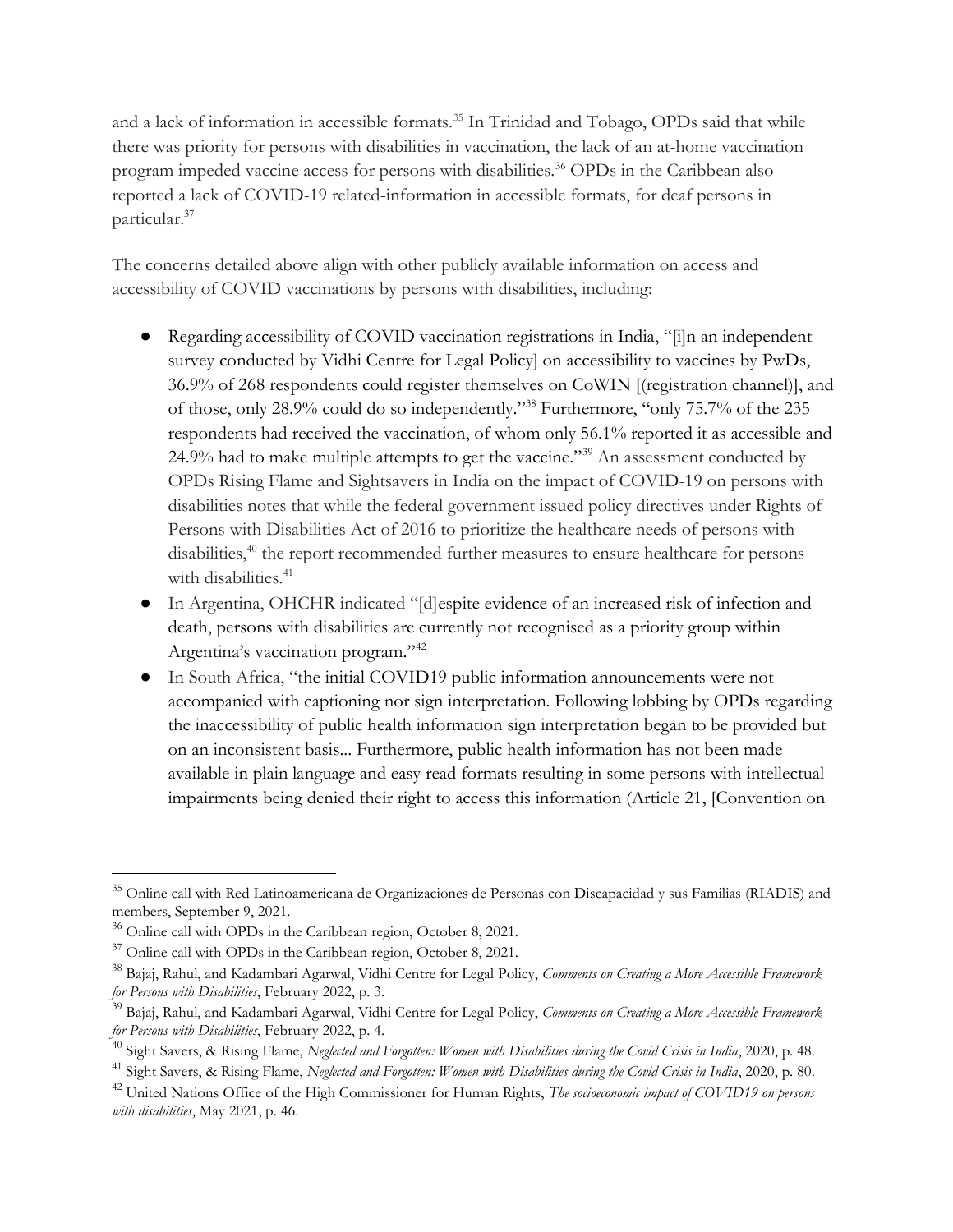and a lack of information in accessible formats.[35] In Trinidad and Tobago, OPDs said that while there was priority for persons with disabilities in vaccination, the lack of an at-home vaccination program impeded vaccine access for persons with disabilities.[36] OPDs in the Caribbean also reported a lack of COVID-19 related-information in accessible formats, for deaf persons in particular.[37]

The concerns detailed above align with other publicly available information on access and accessibility of COVID vaccinations by persons with disabilities, including:

- Regarding accessibility of COVID vaccination registrations in India, "[i]n an independent survey conducted by Vidhi Centre for Legal Policy] on accessibility to vaccines by PwDs, 36.9% of 268 respondents could register themselves on CoWIN [(registration channel)], and of those, only 28.9% could do so independently."[38] Furthermore, "only 75.7% of the 235 respondents had received the vaccination, of whom only 56.1% reported it as accessible and 24.9% had to make multiple attempts to get the vaccine."[39] An assessment conducted by OPDs Rising Flame and Sightsavers in India on the impact of COVID-19 on persons with disabilities notes that while the federal government issued policy directives under Rights of Persons with Disabilities Act of 2016 to prioritize the healthcare needs of persons with disabilities,[40] the report recommended further measures to ensure healthcare for persons with disabilities.[41]
- In Argentina, OHCHR indicated "[d]espite evidence of an increased risk of infection and death, persons with disabilities are currently not recognised as a priority group within Argentina's vaccination program."[42]
- In South Africa, "the initial COVID19 public information announcements were not accompanied with captioning nor sign interpretation. Following lobbing by OPDs regarding the inaccessibility of public health information sign interpretation began to be provided but on an inconsistent basis... Furthermore, public health information has not been made available in plain language and easy read formats resulting in some persons with intellectual impairments being denied their right to access this information (Article 21, [Convention on

---

[35] Online call with Red Latinoamericana de Organizaciones de Personas con Discapacidad y sus Familias (RIADIS) and members, September 9, 2021.

[36] Online call with OPDs in the Caribbean region, October 8, 2021.

[37] Online call with OPDs in the Caribbean region, October 8, 2021.

[38] Bajaj, Rahul, and Kadambari Agarwal, Vidhi Centre for Legal Policy, *Comments on Creating a More Accessible Framework for Persons with Disabilities*, February 2022, p. 3.

[39] Bajaj, Rahul, and Kadambari Agarwal, Vidhi Centre for Legal Policy, *Comments on Creating a More Accessible Framework for Persons with Disabilities*, February 2022, p. 4.

[40] Sight Savers, & Rising Flame, *Neglected and Forgotten: Women with Disabilities during the Covid Crisis in India*, 2020, p. 48.

[41] Sight Savers, & Rising Flame, *Neglected and Forgotten: Women with Disabilities during the Covid Crisis in India*, 2020, p. 80.

[42] United Nations Office of the High Commissioner for Human Rights, *The socioeconomic impact of COVID19 on persons with disabilities*, May 2021, p. 46.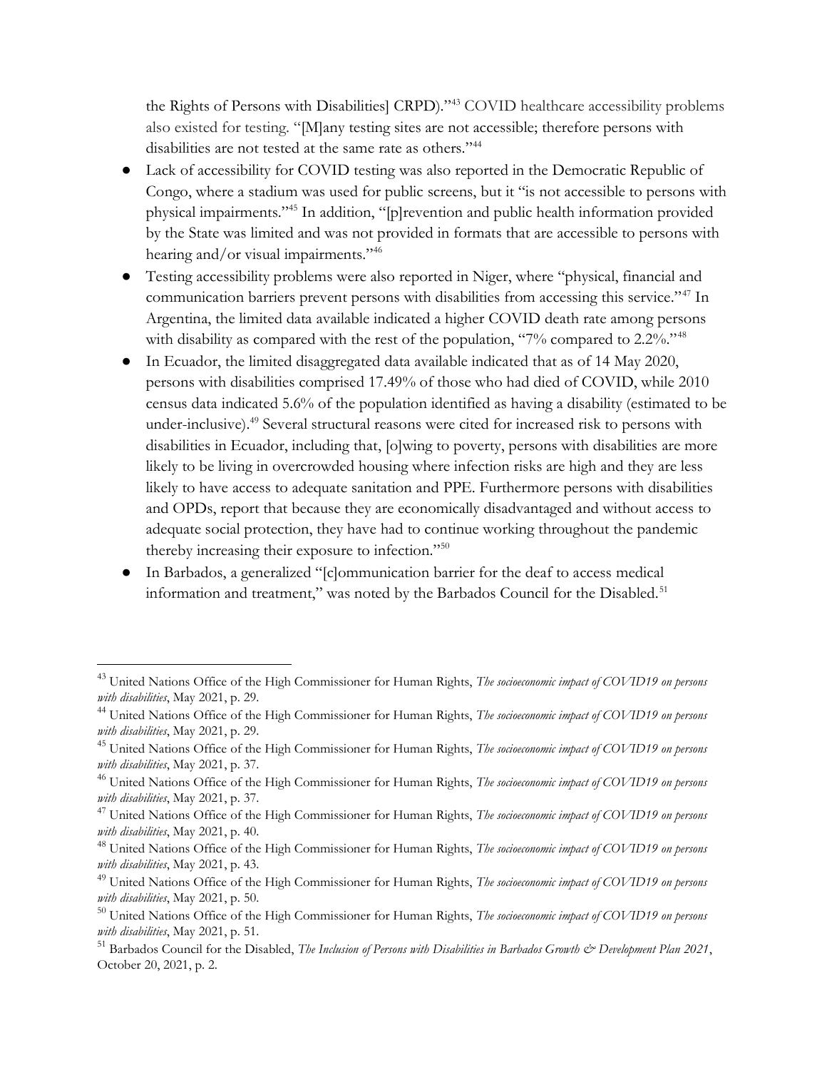the Rights of Persons with Disabilities] CRPD)."[43] COVID healthcare accessibility problems also existed for testing. "[M]any testing sites are not accessible; therefore persons with disabilities are not tested at the same rate as others."[44]

- Lack of accessibility for COVID testing was also reported in the Democratic Republic of Congo, where a stadium was used for public screens, but it "is not accessible to persons with physical impairments."[45] In addition, "[p]revention and public health information provided by the State was limited and was not provided in formats that are accessible to persons with hearing and/or visual impairments."[46]
- Testing accessibility problems were also reported in Niger, where "physical, financial and communication barriers prevent persons with disabilities from accessing this service."[47] In Argentina, the limited data available indicated a higher COVID death rate among persons with disability as compared with the rest of the population, "7% compared to 2.2%."[48]
- In Ecuador, the limited disaggregated data available indicated that as of 14 May 2020, persons with disabilities comprised 17.49% of those who had died of COVID, while 2010 census data indicated 5.6% of the population identified as having a disability (estimated to be under-inclusive).[49] Several structural reasons were cited for increased risk to persons with disabilities in Ecuador, including that, [o]wing to poverty, persons with disabilities are more likely to be living in overcrowded housing where infection risks are high and they are less likely to have access to adequate sanitation and PPE. Furthermore persons with disabilities and OPDs, report that because they are economically disadvantaged and without access to adequate social protection, they have had to continue working throughout the pandemic thereby increasing their exposure to infection."[50]
- In Barbados, a generalized "[c]ommunication barrier for the deaf to access medical information and treatment," was noted by the Barbados Council for the Disabled.[51]

---

[43] United Nations Office of the High Commissioner for Human Rights, *The socioeconomic impact of COVID19 on persons with disabilities*, May 2021, p. 29.

[44] United Nations Office of the High Commissioner for Human Rights, *The socioeconomic impact of COVID19 on persons with disabilities*, May 2021, p. 29.

[45] United Nations Office of the High Commissioner for Human Rights, *The socioeconomic impact of COVID19 on persons with disabilities*, May 2021, p. 37.

[46] United Nations Office of the High Commissioner for Human Rights, *The socioeconomic impact of COVID19 on persons with disabilities*, May 2021, p. 37.

[47] United Nations Office of the High Commissioner for Human Rights, *The socioeconomic impact of COVID19 on persons with disabilities*, May 2021, p. 40.

[48] United Nations Office of the High Commissioner for Human Rights, *The socioeconomic impact of COVID19 on persons with disabilities*, May 2021, p. 43.

[49] United Nations Office of the High Commissioner for Human Rights, *The socioeconomic impact of COVID19 on persons with disabilities*, May 2021, p. 50.

[50] United Nations Office of the High Commissioner for Human Rights, *The socioeconomic impact of COVID19 on persons with disabilities*, May 2021, p. 51.

[51] Barbados Council for the Disabled, *The Inclusion of Persons with Disabilities in Barbados Growth & Development Plan 2021*, October 20, 2021, p. 2.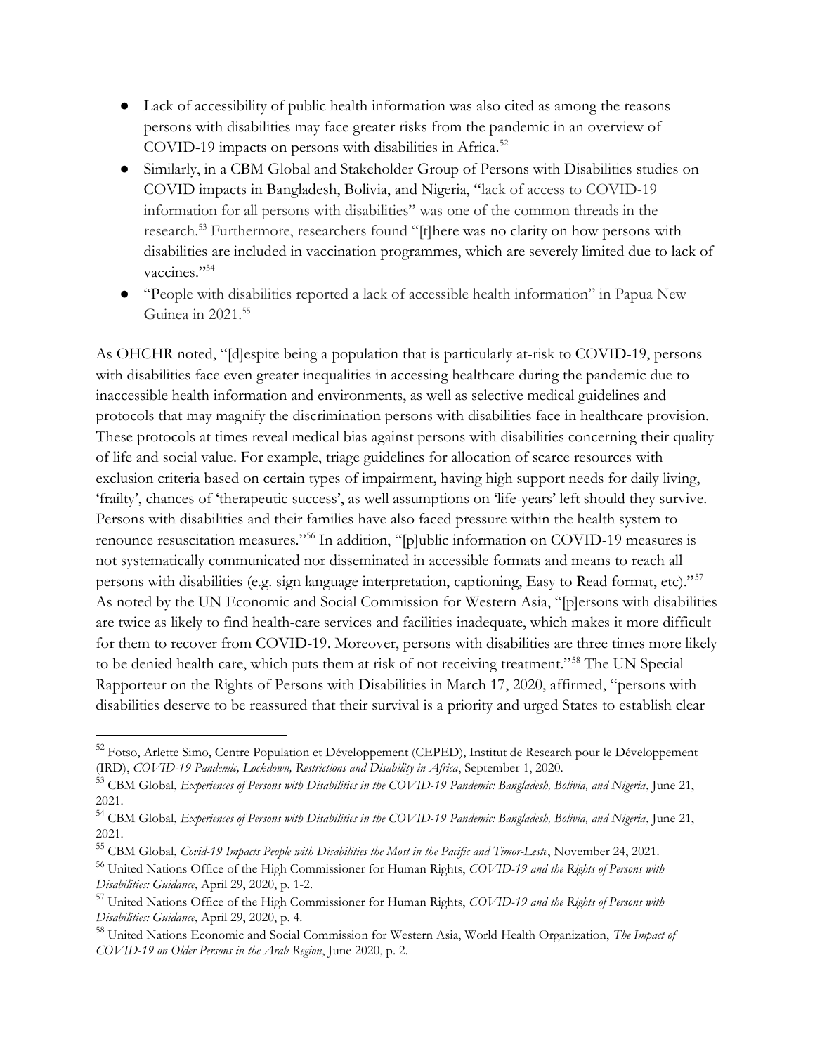- Lack of accessibility of public health information was also cited as among the reasons persons with disabilities may face greater risks from the pandemic in an overview of COVID-19 impacts on persons with disabilities in Africa.[52]
- Similarly, in a CBM Global and Stakeholder Group of Persons with Disabilities studies on COVID impacts in Bangladesh, Bolivia, and Nigeria, "lack of access to COVID-19 information for all persons with disabilities" was one of the common threads in the research.[53] Furthermore, researchers found "[t]here was no clarity on how persons with disabilities are included in vaccination programmes, which are severely limited due to lack of vaccines."[54]
- "People with disabilities reported a lack of accessible health information" in Papua New Guinea in 2021.[55]

As OHCHR noted, "[d]espite being a population that is particularly at-risk to COVID-19, persons with disabilities face even greater inequalities in accessing healthcare during the pandemic due to inaccessible health information and environments, as well as selective medical guidelines and protocols that may magnify the discrimination persons with disabilities face in healthcare provision. These protocols at times reveal medical bias against persons with disabilities concerning their quality of life and social value. For example, triage guidelines for allocation of scarce resources with exclusion criteria based on certain types of impairment, having high support needs for daily living, 'frailty', chances of 'therapeutic success', as well assumptions on 'life-years' left should they survive. Persons with disabilities and their families have also faced pressure within the health system to renounce resuscitation measures."[56] In addition, "[p]ublic information on COVID-19 measures is not systematically communicated nor disseminated in accessible formats and means to reach all persons with disabilities (e.g. sign language interpretation, captioning, Easy to Read format, etc)."[57] As noted by the UN Economic and Social Commission for Western Asia, "[p]ersons with disabilities are twice as likely to find health-care services and facilities inadequate, which makes it more difficult for them to recover from COVID-19. Moreover, persons with disabilities are three times more likely to be denied health care, which puts them at risk of not receiving treatment."[58] The UN Special Rapporteur on the Rights of Persons with Disabilities in March 17, 2020, affirmed, "persons with disabilities deserve to be reassured that their survival is a priority and urged States to establish clear

---

[52] Fotso, Arlette Simo, Centre Population et Développement (CEPED), Institut de Research pour le Développement (IRD), *COVID-19 Pandemic, Lockdown, Restrictions and Disability in Africa*, September 1, 2020.

[53] CBM Global, *Experiences of Persons with Disabilities in the COVID-19 Pandemic: Bangladesh, Bolivia, and Nigeria*, June 21, 2021.

[54] CBM Global, *Experiences of Persons with Disabilities in the COVID-19 Pandemic: Bangladesh, Bolivia, and Nigeria*, June 21, 2021.

[55] CBM Global, *Covid-19 Impacts People with Disabilities the Most in the Pacific and Timor-Leste*, November 24, 2021.

[56] United Nations Office of the High Commissioner for Human Rights, *COVID-19 and the Rights of Persons with Disabilities: Guidance*, April 29, 2020, p. 1-2.

[57] United Nations Office of the High Commissioner for Human Rights, *COVID-19 and the Rights of Persons with Disabilities: Guidance*, April 29, 2020, p. 4.

[58] United Nations Economic and Social Commission for Western Asia, World Health Organization, *The Impact of COVID-19 on Older Persons in the Arab Region*, June 2020, p. 2.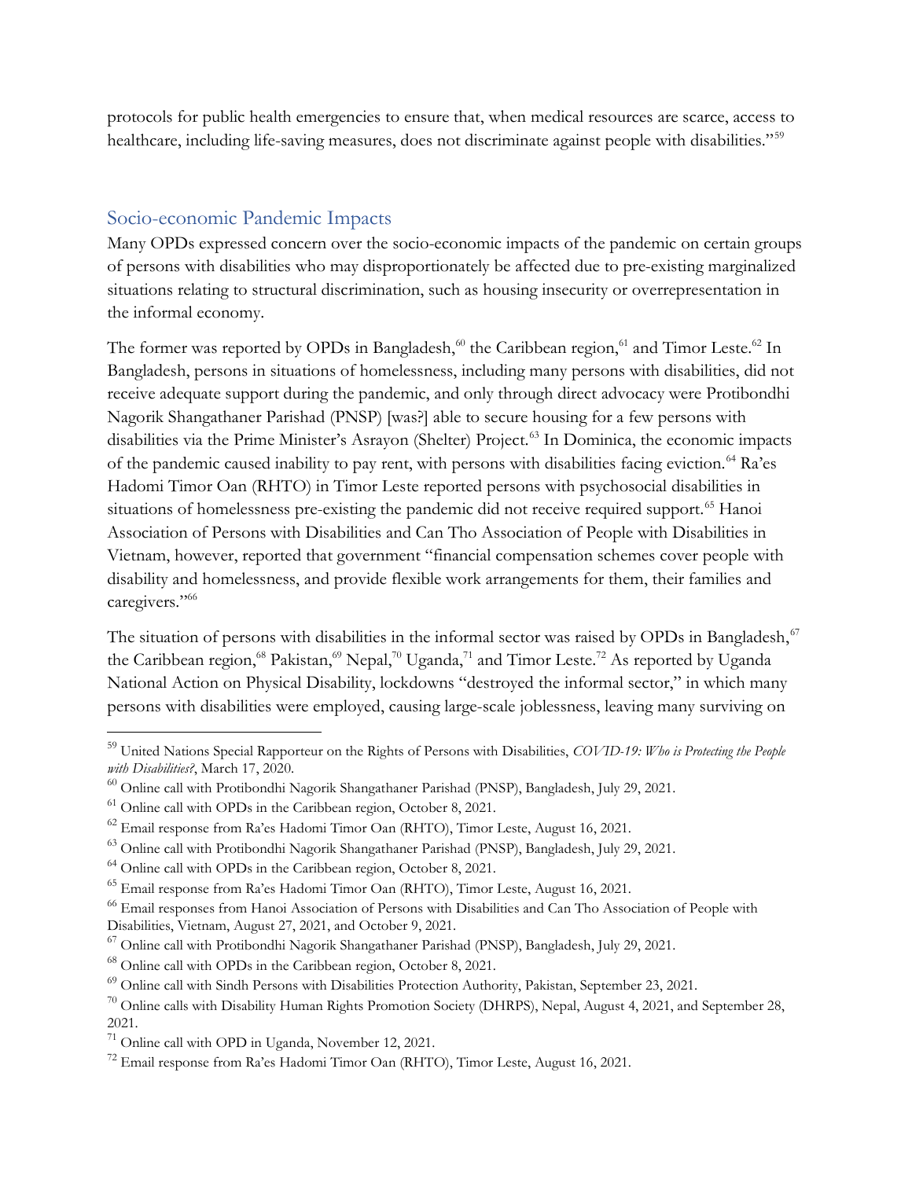protocols for public health emergencies to ensure that, when medical resources are scarce, access to healthcare, including life-saving measures, does not discriminate against people with disabilities."[59]

## Socio-economic Pandemic Impacts

Many OPDs expressed concern over the socio-economic impacts of the pandemic on certain groups of persons with disabilities who may disproportionately be affected due to pre-existing marginalized situations relating to structural discrimination, such as housing insecurity or overrepresentation in the informal economy.

The former was reported by OPDs in Bangladesh,[60] the Caribbean region,[61] and Timor Leste.[62] In Bangladesh, persons in situations of homelessness, including many persons with disabilities, did not receive adequate support during the pandemic, and only through direct advocacy were Protibondhi Nagorik Shangathaner Parishad (PNSP) [was?] able to secure housing for a few persons with disabilities via the Prime Minister's Asrayon (Shelter) Project.[63] In Dominica, the economic impacts of the pandemic caused inability to pay rent, with persons with disabilities facing eviction.[64] Ra'es Hadomi Timor Oan (RHTO) in Timor Leste reported persons with psychosocial disabilities in situations of homelessness pre-existing the pandemic did not receive required support.[65] Hanoi Association of Persons with Disabilities and Can Tho Association of People with Disabilities in Vietnam, however, reported that government "financial compensation schemes cover people with disability and homelessness, and provide flexible work arrangements for them, their families and caregivers."[66]

The situation of persons with disabilities in the informal sector was raised by OPDs in Bangladesh,[67] the Caribbean region,[68] Pakistan,[69] Nepal,[70] Uganda,[71] and Timor Leste.[72] As reported by Uganda National Action on Physical Disability, lockdowns "destroyed the informal sector," in which many persons with disabilities were employed, causing large-scale joblessness, leaving many surviving on

---

[59] United Nations Special Rapporteur on the Rights of Persons with Disabilities, *COVID-19: Who is Protecting the People with Disabilities?*, March 17, 2020.

[60] Online call with Protibondhi Nagorik Shangathaner Parishad (PNSP), Bangladesh, July 29, 2021.

[61] Online call with OPDs in the Caribbean region, October 8, 2021.

[62] Email response from Ra'es Hadomi Timor Oan (RHTO), Timor Leste, August 16, 2021.

[63] Online call with Protibondhi Nagorik Shangathaner Parishad (PNSP), Bangladesh, July 29, 2021.

[64] Online call with OPDs in the Caribbean region, October 8, 2021.

[65] Email response from Ra'es Hadomi Timor Oan (RHTO), Timor Leste, August 16, 2021.

[66] Email responses from Hanoi Association of Persons with Disabilities and Can Tho Association of People with Disabilities, Vietnam, August 27, 2021, and October 9, 2021.

[67] Online call with Protibondhi Nagorik Shangathaner Parishad (PNSP), Bangladesh, July 29, 2021.

[68] Online call with OPDs in the Caribbean region, October 8, 2021.

[69] Online call with Sindh Persons with Disabilities Protection Authority, Pakistan, September 23, 2021.

[70] Online calls with Disability Human Rights Promotion Society (DHRPS), Nepal, August 4, 2021, and September 28, 2021.

[71] Online call with OPD in Uganda, November 12, 2021.

[72] Email response from Ra'es Hadomi Timor Oan (RHTO), Timor Leste, August 16, 2021.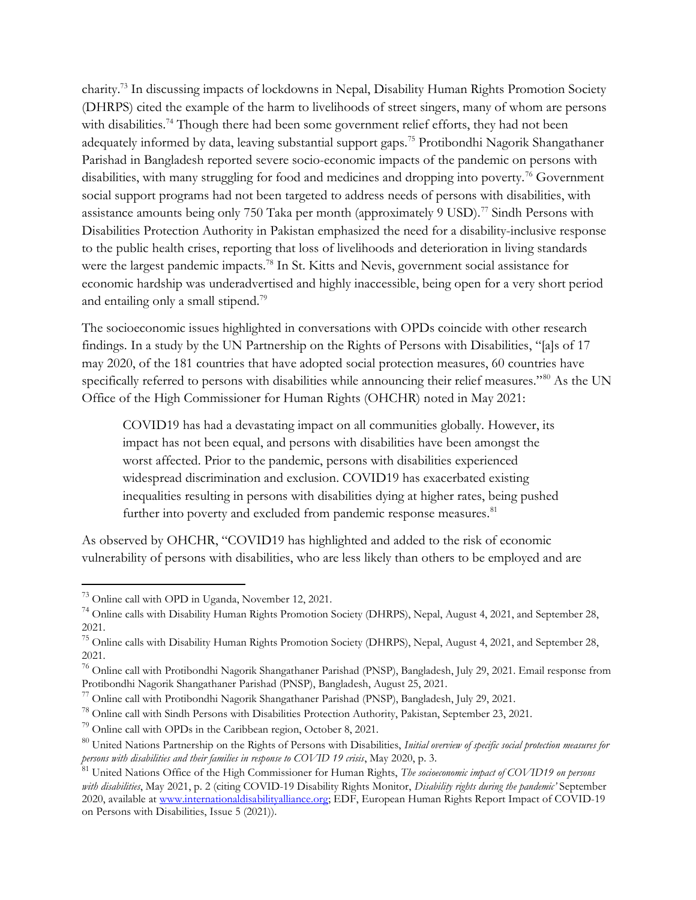charity.[73] In discussing impacts of lockdowns in Nepal, Disability Human Rights Promotion Society (DHRPS) cited the example of the harm to livelihoods of street singers, many of whom are persons with disabilities.[74] Though there had been some government relief efforts, they had not been adequately informed by data, leaving substantial support gaps.[75] Protibondhi Nagorik Shangathaner Parishad in Bangladesh reported severe socio-economic impacts of the pandemic on persons with disabilities, with many struggling for food and medicines and dropping into poverty.[76] Government social support programs had not been targeted to address needs of persons with disabilities, with assistance amounts being only 750 Taka per month (approximately 9 USD).[77] Sindh Persons with Disabilities Protection Authority in Pakistan emphasized the need for a disability-inclusive response to the public health crises, reporting that loss of livelihoods and deterioration in living standards were the largest pandemic impacts.[78] In St. Kitts and Nevis, government social assistance for economic hardship was underadvertised and highly inaccessible, being open for a very short period and entailing only a small stipend.[79]

The socioeconomic issues highlighted in conversations with OPDs coincide with other research findings. In a study by the UN Partnership on the Rights of Persons with Disabilities, "[a]s of 17 may 2020, of the 181 countries that have adopted social protection measures, 60 countries have specifically referred to persons with disabilities while announcing their relief measures."[80] As the UN Office of the High Commissioner for Human Rights (OHCHR) noted in May 2021:

> COVID19 has had a devastating impact on all communities globally. However, its impact has not been equal, and persons with disabilities have been amongst the worst affected. Prior to the pandemic, persons with disabilities experienced widespread discrimination and exclusion. COVID19 has exacerbated existing inequalities resulting in persons with disabilities dying at higher rates, being pushed further into poverty and excluded from pandemic response measures.[81]

As observed by OHCHR, "COVID19 has highlighted and added to the risk of economic vulnerability of persons with disabilities, who are less likely than others to be employed and are

---

[73] Online call with OPD in Uganda, November 12, 2021.

[74] Online calls with Disability Human Rights Promotion Society (DHRPS), Nepal, August 4, 2021, and September 28, 2021.

[75] Online calls with Disability Human Rights Promotion Society (DHRPS), Nepal, August 4, 2021, and September 28, 2021.

[76] Online call with Protibondhi Nagorik Shangathaner Parishad (PNSP), Bangladesh, July 29, 2021. Email response from Protibondhi Nagorik Shangathaner Parishad (PNSP), Bangladesh, August 25, 2021.

[77] Online call with Protibondhi Nagorik Shangathaner Parishad (PNSP), Bangladesh, July 29, 2021.

[78] Online call with Sindh Persons with Disabilities Protection Authority, Pakistan, September 23, 2021.

[79] Online call with OPDs in the Caribbean region, October 8, 2021.

[80] United Nations Partnership on the Rights of Persons with Disabilities, *Initial overview of specific social protection measures for persons with disabilities and their families in response to COVID 19 crisis*, May 2020, p. 3.

[81] United Nations Office of the High Commissioner for Human Rights, *The socioeconomic impact of COVID19 on persons with disabilities*, May 2021, p. 2 (citing COVID-19 Disability Rights Monitor, *Disability rights during the pandemic'* September 2020, available at www.internationaldisabilityalliance.org; EDF, European Human Rights Report Impact of COVID-19 on Persons with Disabilities, Issue 5 (2021)).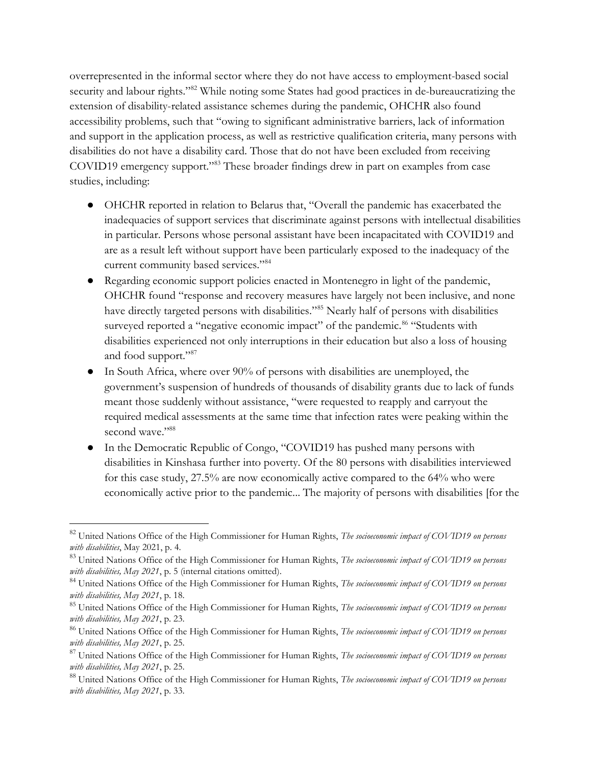overrepresented in the informal sector where they do not have access to employment-based social security and labour rights."[82] While noting some States had good practices in de-bureaucratizing the extension of disability-related assistance schemes during the pandemic, OHCHR also found accessibility problems, such that "owing to significant administrative barriers, lack of information and support in the application process, as well as restrictive qualification criteria, many persons with disabilities do not have a disability card. Those that do not have been excluded from receiving COVID19 emergency support."[83] These broader findings drew in part on examples from case studies, including:

- OHCHR reported in relation to Belarus that, "Overall the pandemic has exacerbated the inadequacies of support services that discriminate against persons with intellectual disabilities in particular. Persons whose personal assistant have been incapacitated with COVID19 and are as a result left without support have been particularly exposed to the inadequacy of the current community based services."[84]
- Regarding economic support policies enacted in Montenegro in light of the pandemic, OHCHR found "response and recovery measures have largely not been inclusive, and none have directly targeted persons with disabilities."[85] Nearly half of persons with disabilities surveyed reported a "negative economic impact" of the pandemic.[86] "Students with disabilities experienced not only interruptions in their education but also a loss of housing and food support."[87]
- In South Africa, where over 90% of persons with disabilities are unemployed, the government's suspension of hundreds of thousands of disability grants due to lack of funds meant those suddenly without assistance, "were requested to reapply and carryout the required medical assessments at the same time that infection rates were peaking within the second wave."[88]
- In the Democratic Republic of Congo, "COVID19 has pushed many persons with disabilities in Kinshasa further into poverty. Of the 80 persons with disabilities interviewed for this case study, 27.5% are now economically active compared to the 64% who were economically active prior to the pandemic... The majority of persons with disabilities [for the

---

[82] United Nations Office of the High Commissioner for Human Rights, *The socioeconomic impact of COVID19 on persons with disabilities*, May 2021, p. 4.

[83] United Nations Office of the High Commissioner for Human Rights, *The socioeconomic impact of COVID19 on persons with disabilities, May 2021*, p. 5 (internal citations omitted).

[84] United Nations Office of the High Commissioner for Human Rights, *The socioeconomic impact of COVID19 on persons with disabilities, May 2021*, p. 18.

[85] United Nations Office of the High Commissioner for Human Rights, *The socioeconomic impact of COVID19 on persons with disabilities, May 2021*, p. 23.

[86] United Nations Office of the High Commissioner for Human Rights, *The socioeconomic impact of COVID19 on persons with disabilities, May 2021*, p. 25.

[87] United Nations Office of the High Commissioner for Human Rights, *The socioeconomic impact of COVID19 on persons with disabilities, May 2021*, p. 25.

[88] United Nations Office of the High Commissioner for Human Rights, *The socioeconomic impact of COVID19 on persons with disabilities, May 2021*, p. 33.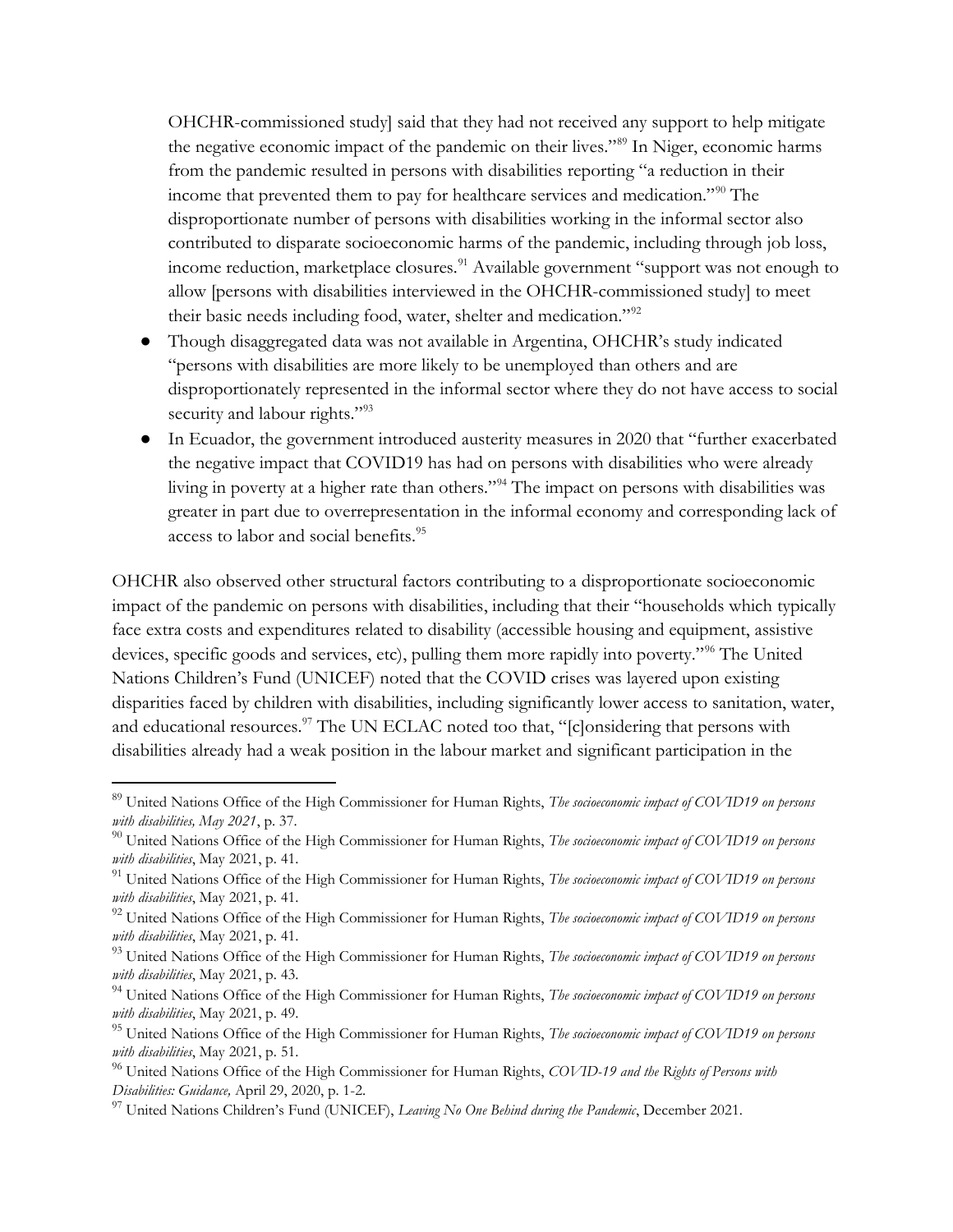OHCHR-commissioned study] said that they had not received any support to help mitigate the negative economic impact of the pandemic on their lives."[89] In Niger, economic harms from the pandemic resulted in persons with disabilities reporting "a reduction in their income that prevented them to pay for healthcare services and medication."[90] The disproportionate number of persons with disabilities working in the informal sector also contributed to disparate socioeconomic harms of the pandemic, including through job loss, income reduction, marketplace closures.[91] Available government "support was not enough to allow [persons with disabilities interviewed in the OHCHR-commissioned study] to meet their basic needs including food, water, shelter and medication."[92]

- Though disaggregated data was not available in Argentina, OHCHR's study indicated "persons with disabilities are more likely to be unemployed than others and are disproportionately represented in the informal sector where they do not have access to social security and labour rights."[93]
- In Ecuador, the government introduced austerity measures in 2020 that "further exacerbated the negative impact that COVID19 has had on persons with disabilities who were already living in poverty at a higher rate than others."[94] The impact on persons with disabilities was greater in part due to overrepresentation in the informal economy and corresponding lack of access to labor and social benefits.[95]

OHCHR also observed other structural factors contributing to a disproportionate socioeconomic impact of the pandemic on persons with disabilities, including that their "households which typically face extra costs and expenditures related to disability (accessible housing and equipment, assistive devices, specific goods and services, etc), pulling them more rapidly into poverty."[96] The United Nations Children's Fund (UNICEF) noted that the COVID crises was layered upon existing disparities faced by children with disabilities, including significantly lower access to sanitation, water, and educational resources.[97] The UN ECLAC noted too that, "[c]onsidering that persons with disabilities already had a weak position in the labour market and significant participation in the

---

[89] United Nations Office of the High Commissioner for Human Rights, *The socioeconomic impact of COVID19 on persons with disabilities, May 2021*, p. 37.

[90] United Nations Office of the High Commissioner for Human Rights, *The socioeconomic impact of COVID19 on persons with disabilities*, May 2021, p. 41.

[91] United Nations Office of the High Commissioner for Human Rights, *The socioeconomic impact of COVID19 on persons with disabilities*, May 2021, p. 41.

[92] United Nations Office of the High Commissioner for Human Rights, *The socioeconomic impact of COVID19 on persons with disabilities*, May 2021, p. 41.

[93] United Nations Office of the High Commissioner for Human Rights, *The socioeconomic impact of COVID19 on persons with disabilities*, May 2021, p. 43.

[94] United Nations Office of the High Commissioner for Human Rights, *The socioeconomic impact of COVID19 on persons with disabilities*, May 2021, p. 49.

[95] United Nations Office of the High Commissioner for Human Rights, *The socioeconomic impact of COVID19 on persons with disabilities*, May 2021, p. 51.

[96] United Nations Office of the High Commissioner for Human Rights, *COVID-19 and the Rights of Persons with Disabilities: Guidance,* April 29, 2020, p. 1-2.

[97] United Nations Children's Fund (UNICEF), *Leaving No One Behind during the Pandemic*, December 2021.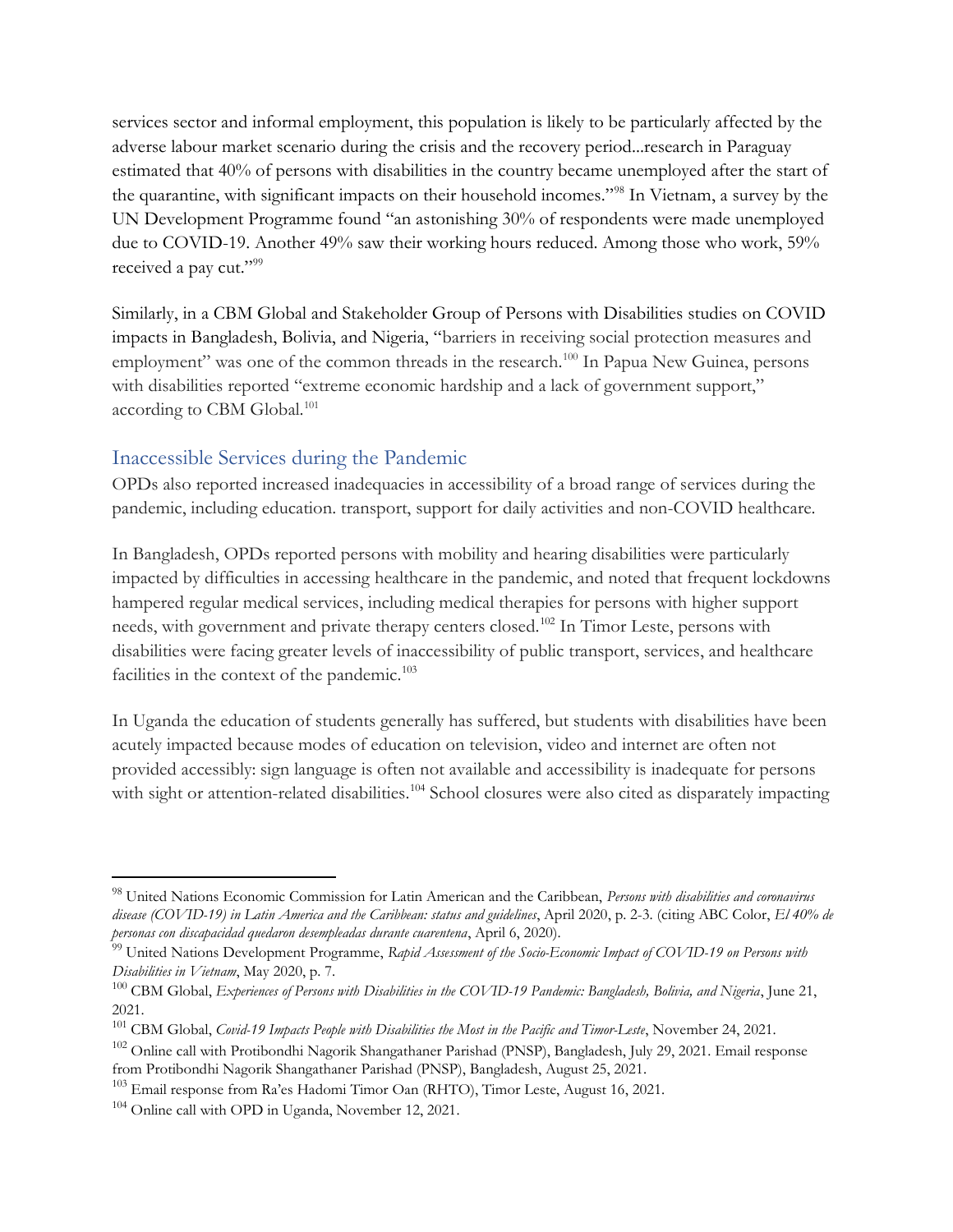services sector and informal employment, this population is likely to be particularly affected by the adverse labour market scenario during the crisis and the recovery period...research in Paraguay estimated that 40% of persons with disabilities in the country became unemployed after the start of the quarantine, with significant impacts on their household incomes."[98] In Vietnam, a survey by the UN Development Programme found "an astonishing 30% of respondents were made unemployed due to COVID-19. Another 49% saw their working hours reduced. Among those who work, 59% received a pay cut."[99]

Similarly, in a CBM Global and Stakeholder Group of Persons with Disabilities studies on COVID impacts in Bangladesh, Bolivia, and Nigeria, "barriers in receiving social protection measures and employment" was one of the common threads in the research.[100] In Papua New Guinea, persons with disabilities reported "extreme economic hardship and a lack of government support," according to CBM Global.[101]

## Inaccessible Services during the Pandemic

OPDs also reported increased inadequacies in accessibility of a broad range of services during the pandemic, including education. transport, support for daily activities and non-COVID healthcare.

In Bangladesh, OPDs reported persons with mobility and hearing disabilities were particularly impacted by difficulties in accessing healthcare in the pandemic, and noted that frequent lockdowns hampered regular medical services, including medical therapies for persons with higher support needs, with government and private therapy centers closed.[102] In Timor Leste, persons with disabilities were facing greater levels of inaccessibility of public transport, services, and healthcare facilities in the context of the pandemic.[103]

In Uganda the education of students generally has suffered, but students with disabilities have been acutely impacted because modes of education on television, video and internet are often not provided accessibly: sign language is often not available and accessibility is inadequate for persons with sight or attention-related disabilities.[104] School closures were also cited as disparately impacting

---

[98] United Nations Economic Commission for Latin American and the Caribbean, *Persons with disabilities and coronavirus disease (COVID-19) in Latin America and the Caribbean: status and guidelines*, April 2020, p. 2-3. (citing ABC Color, *El 40% de personas con discapacidad quedaron desempleadas durante cuarentena*, April 6, 2020).

[99] United Nations Development Programme, *Rapid Assessment of the Socio-Economic Impact of COVID-19 on Persons with Disabilities in Vietnam*, May 2020, p. 7.

[100] CBM Global, *Experiences of Persons with Disabilities in the COVID-19 Pandemic: Bangladesh, Bolivia, and Nigeria*, June 21, 2021.

[101] CBM Global, *Covid-19 Impacts People with Disabilities the Most in the Pacific and Timor-Leste*, November 24, 2021.

[102] Online call with Protibondhi Nagorik Shangathaner Parishad (PNSP), Bangladesh, July 29, 2021. Email response from Protibondhi Nagorik Shangathaner Parishad (PNSP), Bangladesh, August 25, 2021.

[103] Email response from Ra'es Hadomi Timor Oan (RHTO), Timor Leste, August 16, 2021.

[104] Online call with OPD in Uganda, November 12, 2021.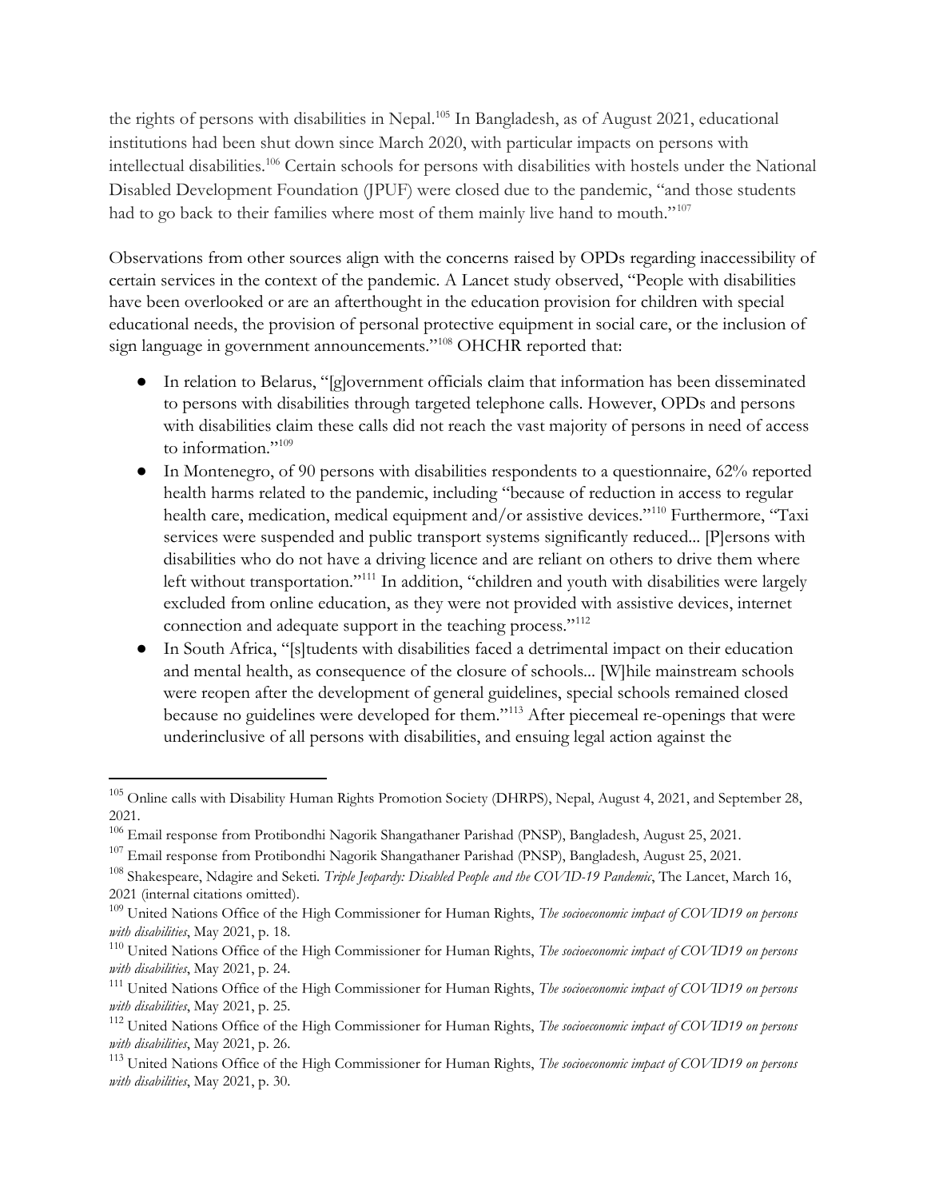the rights of persons with disabilities in Nepal.[105] In Bangladesh, as of August 2021, educational institutions had been shut down since March 2020, with particular impacts on persons with intellectual disabilities.[106] Certain schools for persons with disabilities with hostels under the National Disabled Development Foundation (JPUF) were closed due to the pandemic, "and those students had to go back to their families where most of them mainly live hand to mouth."[107]

Observations from other sources align with the concerns raised by OPDs regarding inaccessibility of certain services in the context of the pandemic. A Lancet study observed, "People with disabilities have been overlooked or are an afterthought in the education provision for children with special educational needs, the provision of personal protective equipment in social care, or the inclusion of sign language in government announcements."[108] OHCHR reported that:

- In relation to Belarus, "[g]overnment officials claim that information has been disseminated to persons with disabilities through targeted telephone calls. However, OPDs and persons with disabilities claim these calls did not reach the vast majority of persons in need of access to information."[109]
- In Montenegro, of 90 persons with disabilities respondents to a questionnaire, 62% reported health harms related to the pandemic, including "because of reduction in access to regular health care, medication, medical equipment and/or assistive devices."[110] Furthermore, "Taxi services were suspended and public transport systems significantly reduced... [P]ersons with disabilities who do not have a driving licence and are reliant on others to drive them where left without transportation."[111] In addition, "children and youth with disabilities were largely excluded from online education, as they were not provided with assistive devices, internet connection and adequate support in the teaching process."[112]
- In South Africa, "[s]tudents with disabilities faced a detrimental impact on their education and mental health, as consequence of the closure of schools... [W]hile mainstream schools were reopen after the development of general guidelines, special schools remained closed because no guidelines were developed for them."[113] After piecemeal re-openings that were underinclusive of all persons with disabilities, and ensuing legal action against the

---

[105] Online calls with Disability Human Rights Promotion Society (DHRPS), Nepal, August 4, 2021, and September 28, 2021.

[106] Email response from Protibondhi Nagorik Shangathaner Parishad (PNSP), Bangladesh, August 25, 2021.

[107] Email response from Protibondhi Nagorik Shangathaner Parishad (PNSP), Bangladesh, August 25, 2021.

[108] Shakespeare, Ndagire and Seketi. *Triple Jeopardy: Disabled People and the COVID-19 Pandemic*, The Lancet, March 16, 2021 (internal citations omitted).

[109] United Nations Office of the High Commissioner for Human Rights, *The socioeconomic impact of COVID19 on persons with disabilities*, May 2021, p. 18.

[110] United Nations Office of the High Commissioner for Human Rights, *The socioeconomic impact of COVID19 on persons with disabilities*, May 2021, p. 24.

[111] United Nations Office of the High Commissioner for Human Rights, *The socioeconomic impact of COVID19 on persons with disabilities*, May 2021, p. 25.

[112] United Nations Office of the High Commissioner for Human Rights, *The socioeconomic impact of COVID19 on persons with disabilities*, May 2021, p. 26.

[113] United Nations Office of the High Commissioner for Human Rights, *The socioeconomic impact of COVID19 on persons with disabilities*, May 2021, p. 30.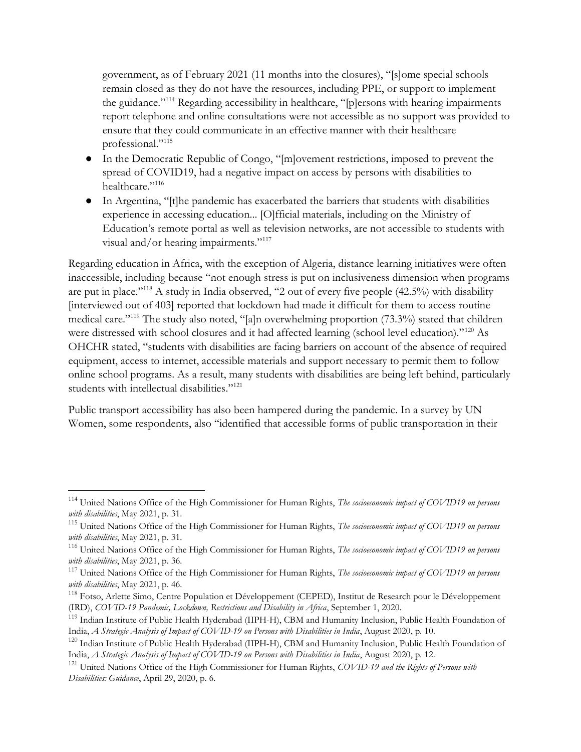government, as of February 2021 (11 months into the closures), "[s]ome special schools remain closed as they do not have the resources, including PPE, or support to implement the guidance."[114] Regarding accessibility in healthcare, "[p]ersons with hearing impairments report telephone and online consultations were not accessible as no support was provided to ensure that they could communicate in an effective manner with their healthcare professional."[115]

- In the Democratic Republic of Congo, "[m]ovement restrictions, imposed to prevent the spread of COVID19, had a negative impact on access by persons with disabilities to healthcare."[116]
- In Argentina, "[t]he pandemic has exacerbated the barriers that students with disabilities experience in accessing education... [O]fficial materials, including on the Ministry of Education's remote portal as well as television networks, are not accessible to students with visual and/or hearing impairments."[117]

Regarding education in Africa, with the exception of Algeria, distance learning initiatives were often inaccessible, including because "not enough stress is put on inclusiveness dimension when programs are put in place."[118] A study in India observed, "2 out of every five people (42.5%) with disability [interviewed out of 403] reported that lockdown had made it difficult for them to access routine medical care."[119] The study also noted, "[a]n overwhelming proportion (73.3%) stated that children were distressed with school closures and it had affected learning (school level education)."[120] As OHCHR stated, "students with disabilities are facing barriers on account of the absence of required equipment, access to internet, accessible materials and support necessary to permit them to follow online school programs. As a result, many students with disabilities are being left behind, particularly students with intellectual disabilities."[121]

Public transport accessibility has also been hampered during the pandemic. In a survey by UN Women, some respondents, also "identified that accessible forms of public transportation in their

---

[114] United Nations Office of the High Commissioner for Human Rights, *The socioeconomic impact of COVID19 on persons with disabilities*, May 2021, p. 31.

[115] United Nations Office of the High Commissioner for Human Rights, *The socioeconomic impact of COVID19 on persons with disabilities*, May 2021, p. 31.

[116] United Nations Office of the High Commissioner for Human Rights, *The socioeconomic impact of COVID19 on persons with disabilities*, May 2021, p. 36.

[117] United Nations Office of the High Commissioner for Human Rights, *The socioeconomic impact of COVID19 on persons with disabilities*, May 2021, p. 46.

[118] Fotso, Arlette Simo, Centre Population et Développement (CEPED), Institut de Research pour le Développement (IRD), *COVID-19 Pandemic, Lockdown, Restrictions and Disability in Africa*, September 1, 2020.

[119] Indian Institute of Public Health Hyderabad (IIPH-H), CBM and Humanity Inclusion, Public Health Foundation of India, *A Strategic Analysis of Impact of COVID-19 on Persons with Disabilities in India*, August 2020, p. 10.

[120] Indian Institute of Public Health Hyderabad (IIPH-H), CBM and Humanity Inclusion, Public Health Foundation of India, *A Strategic Analysis of Impact of COVID-19 on Persons with Disabilities in India*, August 2020, p. 12.

[121] United Nations Office of the High Commissioner for Human Rights, *COVID-19 and the Rights of Persons with Disabilities: Guidance*, April 29, 2020, p. 6.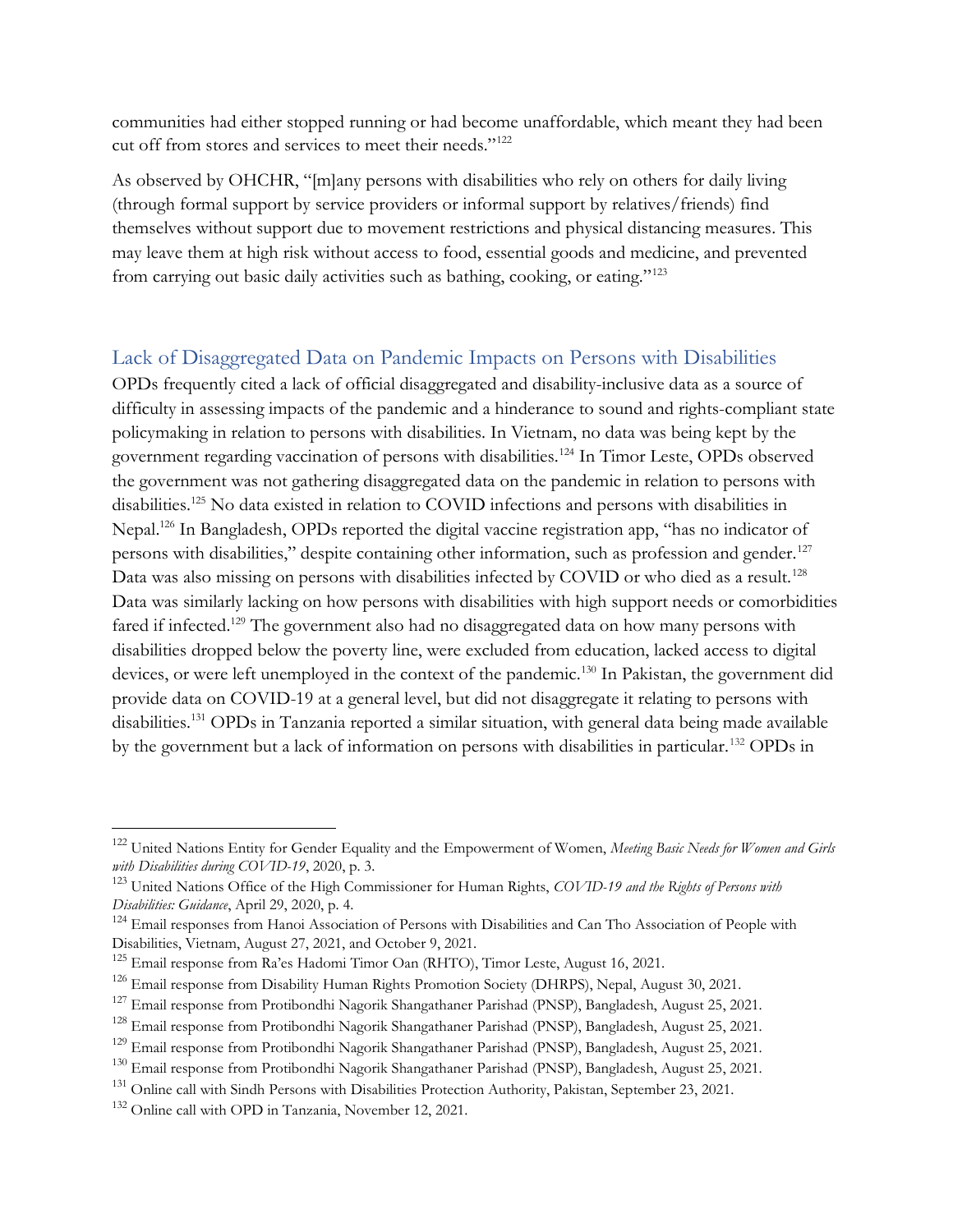communities had either stopped running or had become unaffordable, which meant they had been cut off from stores and services to meet their needs."[122]

As observed by OHCHR, "[m]any persons with disabilities who rely on others for daily living (through formal support by service providers or informal support by relatives/friends) find themselves without support due to movement restrictions and physical distancing measures. This may leave them at high risk without access to food, essential goods and medicine, and prevented from carrying out basic daily activities such as bathing, cooking, or eating."[123]

## Lack of Disaggregated Data on Pandemic Impacts on Persons with Disabilities

OPDs frequently cited a lack of official disaggregated and disability-inclusive data as a source of difficulty in assessing impacts of the pandemic and a hinderance to sound and rights-compliant state policymaking in relation to persons with disabilities. In Vietnam, no data was being kept by the government regarding vaccination of persons with disabilities.[124] In Timor Leste, OPDs observed the government was not gathering disaggregated data on the pandemic in relation to persons with disabilities.[125] No data existed in relation to COVID infections and persons with disabilities in Nepal.[126] In Bangladesh, OPDs reported the digital vaccine registration app, "has no indicator of persons with disabilities," despite containing other information, such as profession and gender.[127] Data was also missing on persons with disabilities infected by COVID or who died as a result.[128] Data was similarly lacking on how persons with disabilities with high support needs or comorbidities fared if infected.[129] The government also had no disaggregated data on how many persons with disabilities dropped below the poverty line, were excluded from education, lacked access to digital devices, or were left unemployed in the context of the pandemic.[130] In Pakistan, the government did provide data on COVID-19 at a general level, but did not disaggregate it relating to persons with disabilities.[131] OPDs in Tanzania reported a similar situation, with general data being made available by the government but a lack of information on persons with disabilities in particular.[132] OPDs in

---

[122] United Nations Entity for Gender Equality and the Empowerment of Women, *Meeting Basic Needs for Women and Girls with Disabilities during COVID-19*, 2020, p. 3.

[123] United Nations Office of the High Commissioner for Human Rights, *COVID-19 and the Rights of Persons with Disabilities: Guidance*, April 29, 2020, p. 4.

[124] Email responses from Hanoi Association of Persons with Disabilities and Can Tho Association of People with Disabilities, Vietnam, August 27, 2021, and October 9, 2021.

[125] Email response from Ra'es Hadomi Timor Oan (RHTO), Timor Leste, August 16, 2021.

[126] Email response from Disability Human Rights Promotion Society (DHRPS), Nepal, August 30, 2021.

[127] Email response from Protibondhi Nagorik Shangathaner Parishad (PNSP), Bangladesh, August 25, 2021.

[128] Email response from Protibondhi Nagorik Shangathaner Parishad (PNSP), Bangladesh, August 25, 2021.

[129] Email response from Protibondhi Nagorik Shangathaner Parishad (PNSP), Bangladesh, August 25, 2021.

[130] Email response from Protibondhi Nagorik Shangathaner Parishad (PNSP), Bangladesh, August 25, 2021.

[131] Online call with Sindh Persons with Disabilities Protection Authority, Pakistan, September 23, 2021.

[132] Online call with OPD in Tanzania, November 12, 2021.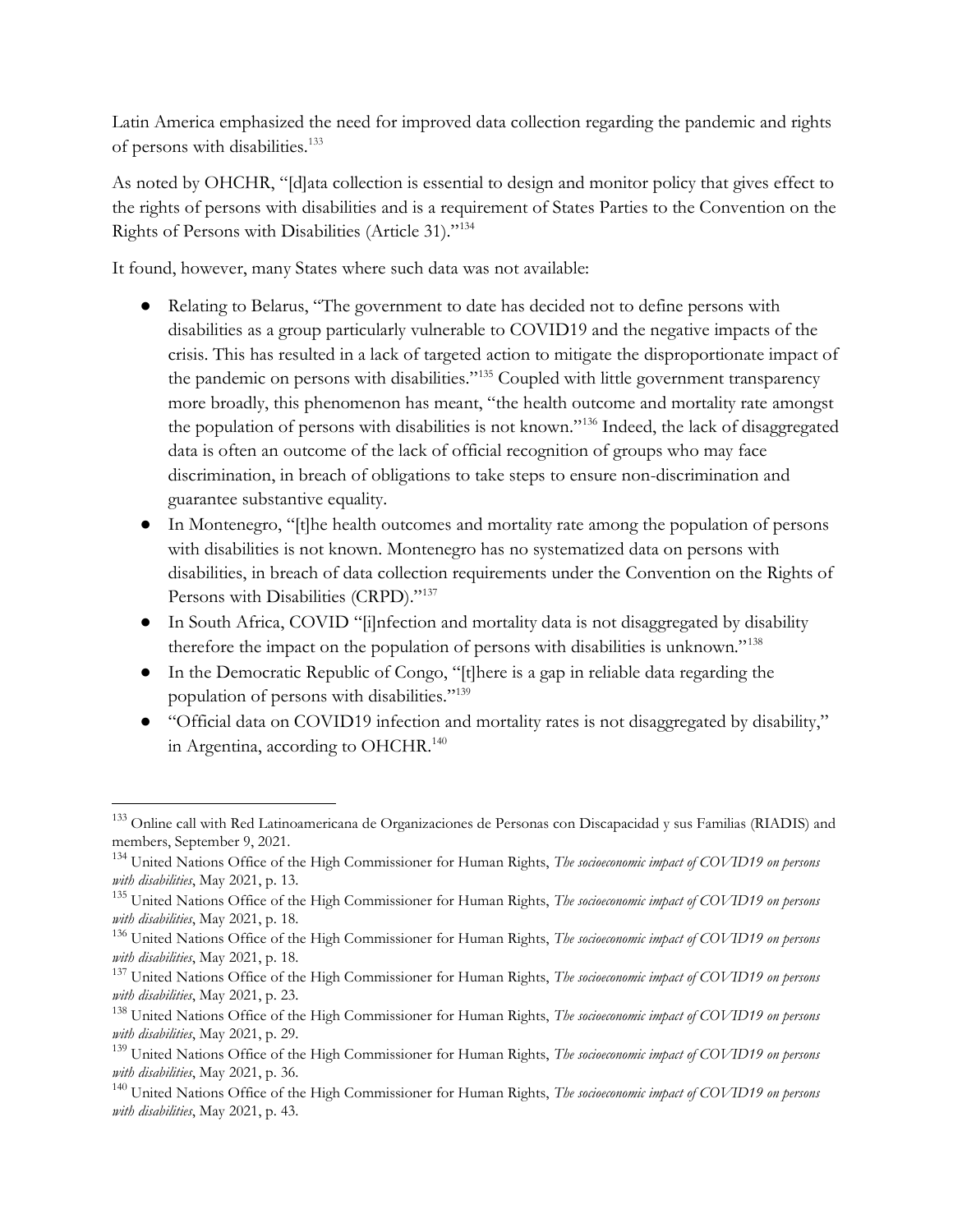Latin America emphasized the need for improved data collection regarding the pandemic and rights of persons with disabilities.[133]

As noted by OHCHR, "[d]ata collection is essential to design and monitor policy that gives effect to the rights of persons with disabilities and is a requirement of States Parties to the Convention on the Rights of Persons with Disabilities (Article 31)."[134]

It found, however, many States where such data was not available:

- Relating to Belarus, "The government to date has decided not to define persons with disabilities as a group particularly vulnerable to COVID19 and the negative impacts of the crisis. This has resulted in a lack of targeted action to mitigate the disproportionate impact of the pandemic on persons with disabilities."[135] Coupled with little government transparency more broadly, this phenomenon has meant, "the health outcome and mortality rate amongst the population of persons with disabilities is not known."[136] Indeed, the lack of disaggregated data is often an outcome of the lack of official recognition of groups who may face discrimination, in breach of obligations to take steps to ensure non-discrimination and guarantee substantive equality.
- In Montenegro, "[t]he health outcomes and mortality rate among the population of persons with disabilities is not known. Montenegro has no systematized data on persons with disabilities, in breach of data collection requirements under the Convention on the Rights of Persons with Disabilities (CRPD)."[137]
- In South Africa, COVID "[i]nfection and mortality data is not disaggregated by disability therefore the impact on the population of persons with disabilities is unknown."[138]
- In the Democratic Republic of Congo, "[t]here is a gap in reliable data regarding the population of persons with disabilities."[139]
- "Official data on COVID19 infection and mortality rates is not disaggregated by disability," in Argentina, according to OHCHR.[140]

---

[133] Online call with Red Latinoamericana de Organizaciones de Personas con Discapacidad y sus Familias (RIADIS) and members, September 9, 2021.

[134] United Nations Office of the High Commissioner for Human Rights, *The socioeconomic impact of COVID19 on persons with disabilities*, May 2021, p. 13.

[135] United Nations Office of the High Commissioner for Human Rights, *The socioeconomic impact of COVID19 on persons with disabilities*, May 2021, p. 18.

[136] United Nations Office of the High Commissioner for Human Rights, *The socioeconomic impact of COVID19 on persons with disabilities*, May 2021, p. 18.

[137] United Nations Office of the High Commissioner for Human Rights, *The socioeconomic impact of COVID19 on persons with disabilities*, May 2021, p. 23.

[138] United Nations Office of the High Commissioner for Human Rights, *The socioeconomic impact of COVID19 on persons with disabilities*, May 2021, p. 29.

[139] United Nations Office of the High Commissioner for Human Rights, *The socioeconomic impact of COVID19 on persons with disabilities*, May 2021, p. 36.

[140] United Nations Office of the High Commissioner for Human Rights, *The socioeconomic impact of COVID19 on persons with disabilities*, May 2021, p. 43.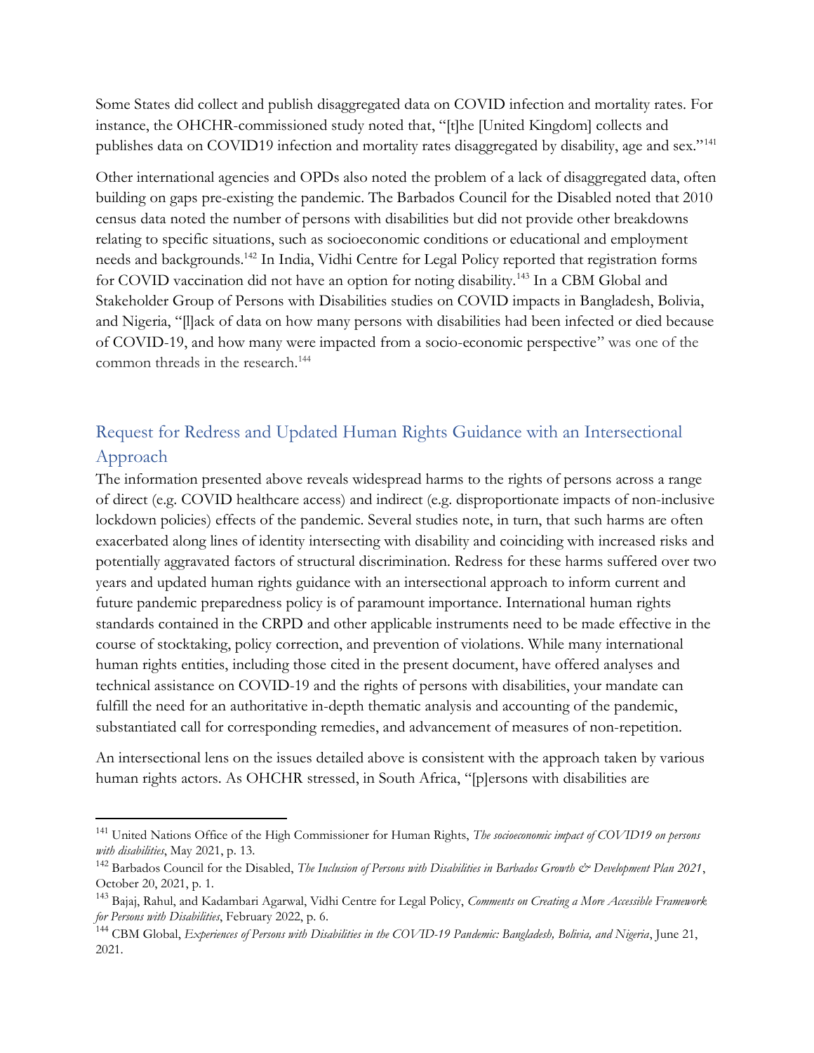Some States did collect and publish disaggregated data on COVID infection and mortality rates. For instance, the OHCHR-commissioned study noted that, "[t]he [United Kingdom] collects and publishes data on COVID19 infection and mortality rates disaggregated by disability, age and sex."[141]

Other international agencies and OPDs also noted the problem of a lack of disaggregated data, often building on gaps pre-existing the pandemic. The Barbados Council for the Disabled noted that 2010 census data noted the number of persons with disabilities but did not provide other breakdowns relating to specific situations, such as socioeconomic conditions or educational and employment needs and backgrounds.[142] In India, Vidhi Centre for Legal Policy reported that registration forms for COVID vaccination did not have an option for noting disability.[143] In a CBM Global and Stakeholder Group of Persons with Disabilities studies on COVID impacts in Bangladesh, Bolivia, and Nigeria, "[l]ack of data on how many persons with disabilities had been infected or died because of COVID-19, and how many were impacted from a socio-economic perspective" was one of the common threads in the research.[144]

## Request for Redress and Updated Human Rights Guidance with an Intersectional Approach

The information presented above reveals widespread harms to the rights of persons across a range of direct (e.g. COVID healthcare access) and indirect (e.g. disproportionate impacts of non-inclusive lockdown policies) effects of the pandemic. Several studies note, in turn, that such harms are often exacerbated along lines of identity intersecting with disability and coinciding with increased risks and potentially aggravated factors of structural discrimination. Redress for these harms suffered over two years and updated human rights guidance with an intersectional approach to inform current and future pandemic preparedness policy is of paramount importance. International human rights standards contained in the CRPD and other applicable instruments need to be made effective in the course of stocktaking, policy correction, and prevention of violations. While many international human rights entities, including those cited in the present document, have offered analyses and technical assistance on COVID-19 and the rights of persons with disabilities, your mandate can fulfill the need for an authoritative in-depth thematic analysis and accounting of the pandemic, substantiated call for corresponding remedies, and advancement of measures of non-repetition.

An intersectional lens on the issues detailed above is consistent with the approach taken by various human rights actors. As OHCHR stressed, in South Africa, "[p]ersons with disabilities are

---

[141] United Nations Office of the High Commissioner for Human Rights, *The socioeconomic impact of COVID19 on persons with disabilities*, May 2021, p. 13.

[142] Barbados Council for the Disabled, *The Inclusion of Persons with Disabilities in Barbados Growth & Development Plan 2021*, October 20, 2021, p. 1.

[143] Bajaj, Rahul, and Kadambari Agarwal, Vidhi Centre for Legal Policy, *Comments on Creating a More Accessible Framework for Persons with Disabilities*, February 2022, p. 6.

[144] CBM Global, *Experiences of Persons with Disabilities in the COVID-19 Pandemic: Bangladesh, Bolivia, and Nigeria*, June 21, 2021.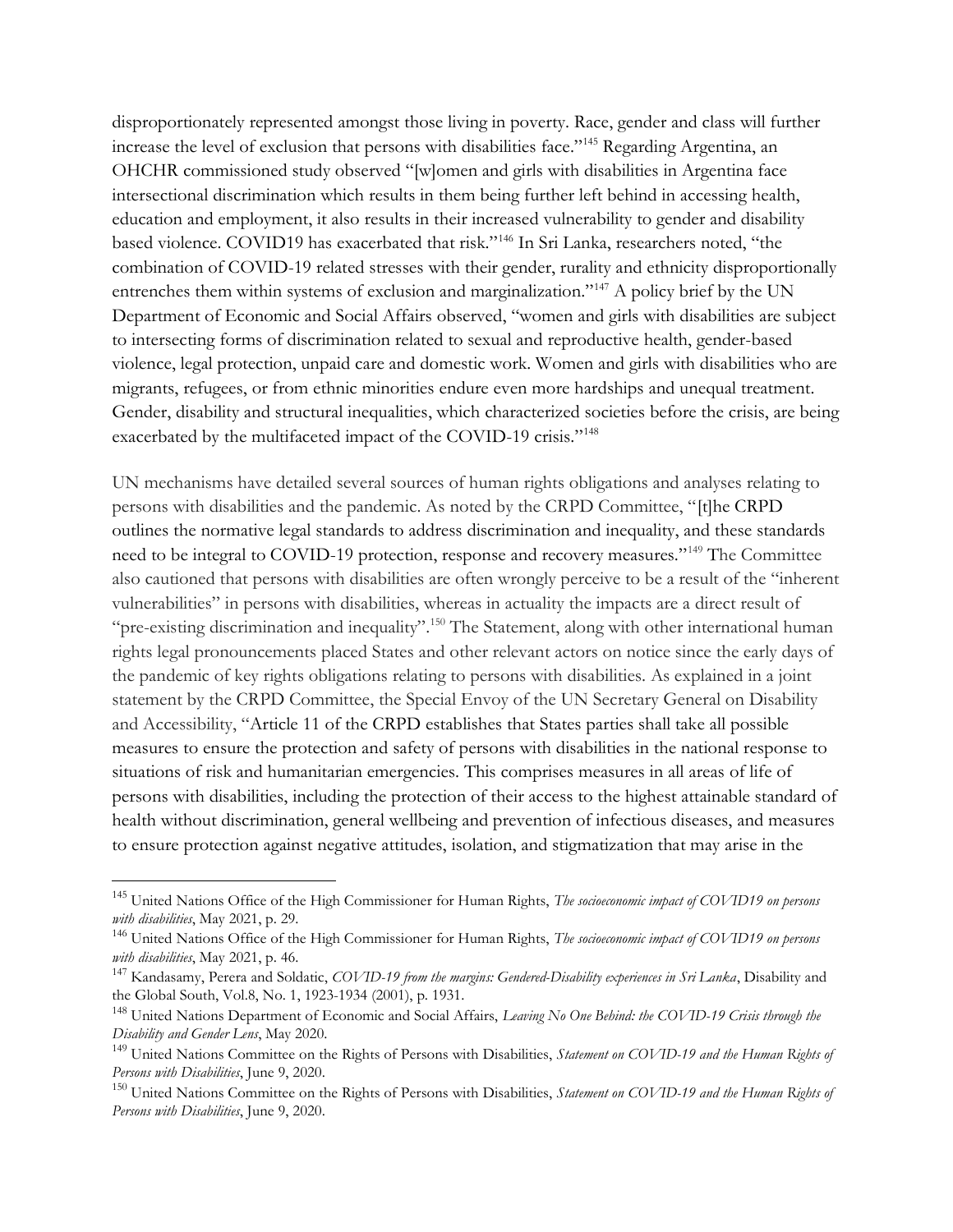disproportionately represented amongst those living in poverty. Race, gender and class will further increase the level of exclusion that persons with disabilities face."[145] Regarding Argentina, an OHCHR commissioned study observed "[w]omen and girls with disabilities in Argentina face intersectional discrimination which results in them being further left behind in accessing health, education and employment, it also results in their increased vulnerability to gender and disability based violence. COVID19 has exacerbated that risk."[146] In Sri Lanka, researchers noted, "the combination of COVID-19 related stresses with their gender, rurality and ethnicity disproportionally entrenches them within systems of exclusion and marginalization."[147] A policy brief by the UN Department of Economic and Social Affairs observed, "women and girls with disabilities are subject to intersecting forms of discrimination related to sexual and reproductive health, gender-based violence, legal protection, unpaid care and domestic work. Women and girls with disabilities who are migrants, refugees, or from ethnic minorities endure even more hardships and unequal treatment. Gender, disability and structural inequalities, which characterized societies before the crisis, are being exacerbated by the multifaceted impact of the COVID-19 crisis."[148]

UN mechanisms have detailed several sources of human rights obligations and analyses relating to persons with disabilities and the pandemic. As noted by the CRPD Committee, "[t]he CRPD outlines the normative legal standards to address discrimination and inequality, and these standards need to be integral to COVID-19 protection, response and recovery measures."[149] The Committee also cautioned that persons with disabilities are often wrongly perceive to be a result of the "inherent vulnerabilities" in persons with disabilities, whereas in actuality the impacts are a direct result of "pre-existing discrimination and inequality".[150] The Statement, along with other international human rights legal pronouncements placed States and other relevant actors on notice since the early days of the pandemic of key rights obligations relating to persons with disabilities. As explained in a joint statement by the CRPD Committee, the Special Envoy of the UN Secretary General on Disability and Accessibility, "Article 11 of the CRPD establishes that States parties shall take all possible measures to ensure the protection and safety of persons with disabilities in the national response to situations of risk and humanitarian emergencies. This comprises measures in all areas of life of persons with disabilities, including the protection of their access to the highest attainable standard of health without discrimination, general wellbeing and prevention of infectious diseases, and measures to ensure protection against negative attitudes, isolation, and stigmatization that may arise in the

---

[145] United Nations Office of the High Commissioner for Human Rights, *The socioeconomic impact of COVID19 on persons with disabilities*, May 2021, p. 29.

[146] United Nations Office of the High Commissioner for Human Rights, *The socioeconomic impact of COVID19 on persons with disabilities*, May 2021, p. 46.

[147] Kandasamy, Perera and Soldatic, *COVID-19 from the margins: Gendered-Disability experiences in Sri Lanka*, Disability and the Global South, Vol.8, No. 1, 1923-1934 (2001), p. 1931.

[148] United Nations Department of Economic and Social Affairs, *Leaving No One Behind: the COVID-19 Crisis through the Disability and Gender Lens*, May 2020.

[149] United Nations Committee on the Rights of Persons with Disabilities, *Statement on COVID-19 and the Human Rights of Persons with Disabilities*, June 9, 2020.

[150] United Nations Committee on the Rights of Persons with Disabilities, *Statement on COVID-19 and the Human Rights of Persons with Disabilities*, June 9, 2020.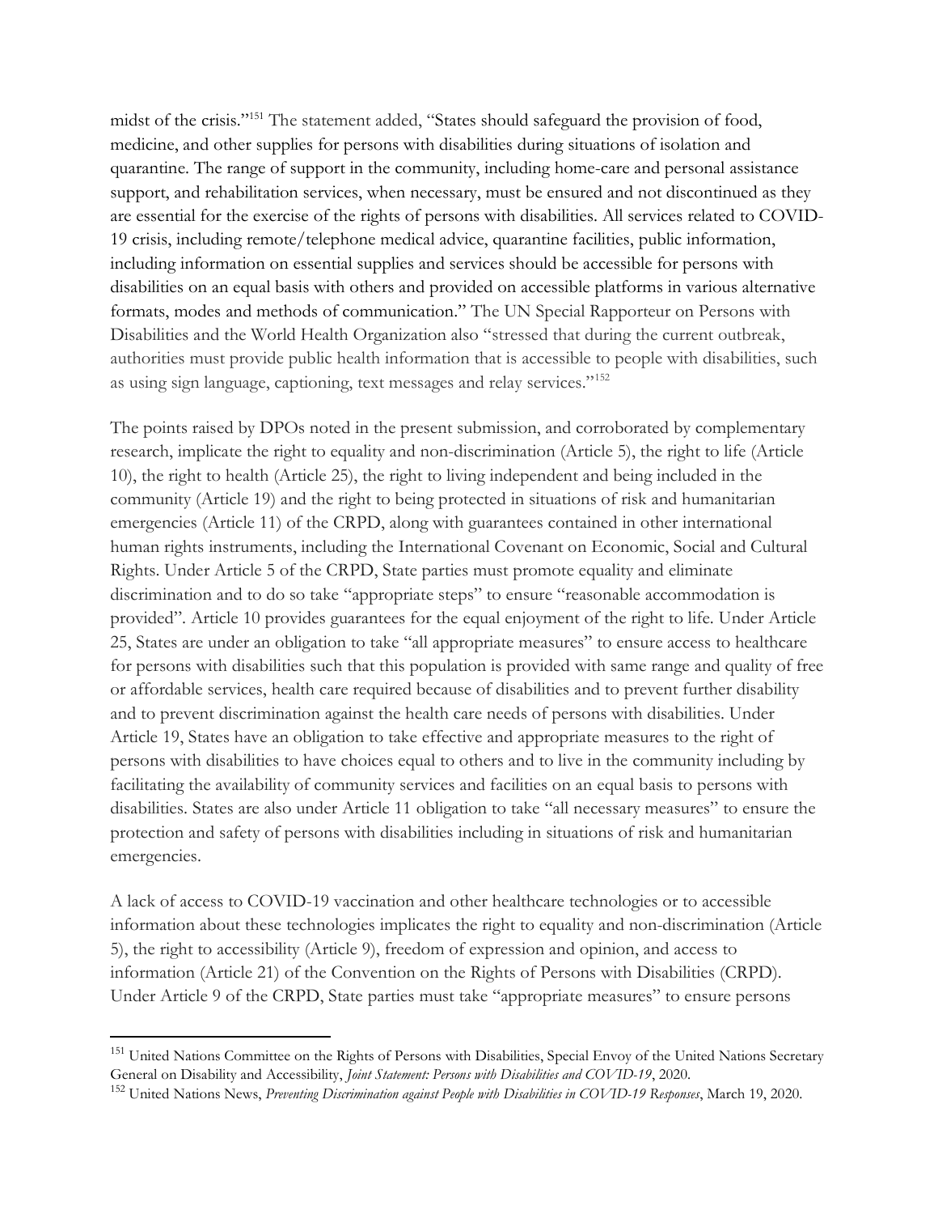midst of the crisis."[151] The statement added, "States should safeguard the provision of food, medicine, and other supplies for persons with disabilities during situations of isolation and quarantine. The range of support in the community, including home-care and personal assistance support, and rehabilitation services, when necessary, must be ensured and not discontinued as they are essential for the exercise of the rights of persons with disabilities. All services related to COVID-19 crisis, including remote/telephone medical advice, quarantine facilities, public information, including information on essential supplies and services should be accessible for persons with disabilities on an equal basis with others and provided on accessible platforms in various alternative formats, modes and methods of communication." The UN Special Rapporteur on Persons with Disabilities and the World Health Organization also "stressed that during the current outbreak, authorities must provide public health information that is accessible to people with disabilities, such as using sign language, captioning, text messages and relay services."[152]

The points raised by DPOs noted in the present submission, and corroborated by complementary research, implicate the right to equality and non-discrimination (Article 5), the right to life (Article 10), the right to health (Article 25), the right to living independent and being included in the community (Article 19) and the right to being protected in situations of risk and humanitarian emergencies (Article 11) of the CRPD, along with guarantees contained in other international human rights instruments, including the International Covenant on Economic, Social and Cultural Rights. Under Article 5 of the CRPD, State parties must promote equality and eliminate discrimination and to do so take "appropriate steps" to ensure "reasonable accommodation is provided". Article 10 provides guarantees for the equal enjoyment of the right to life. Under Article 25, States are under an obligation to take "all appropriate measures" to ensure access to healthcare for persons with disabilities such that this population is provided with same range and quality of free or affordable services, health care required because of disabilities and to prevent further disability and to prevent discrimination against the health care needs of persons with disabilities. Under Article 19, States have an obligation to take effective and appropriate measures to the right of persons with disabilities to have choices equal to others and to live in the community including by facilitating the availability of community services and facilities on an equal basis to persons with disabilities. States are also under Article 11 obligation to take "all necessary measures" to ensure the protection and safety of persons with disabilities including in situations of risk and humanitarian emergencies.

A lack of access to COVID-19 vaccination and other healthcare technologies or to accessible information about these technologies implicates the right to equality and non-discrimination (Article 5), the right to accessibility (Article 9), freedom of expression and opinion, and access to information (Article 21) of the Convention on the Rights of Persons with Disabilities (CRPD). Under Article 9 of the CRPD, State parties must take "appropriate measures" to ensure persons

---

[151] United Nations Committee on the Rights of Persons with Disabilities, Special Envoy of the United Nations Secretary General on Disability and Accessibility, *Joint Statement: Persons with Disabilities and COVID-19*, 2020.

[152] United Nations News, *Preventing Discrimination against People with Disabilities in COVID-19 Responses*, March 19, 2020.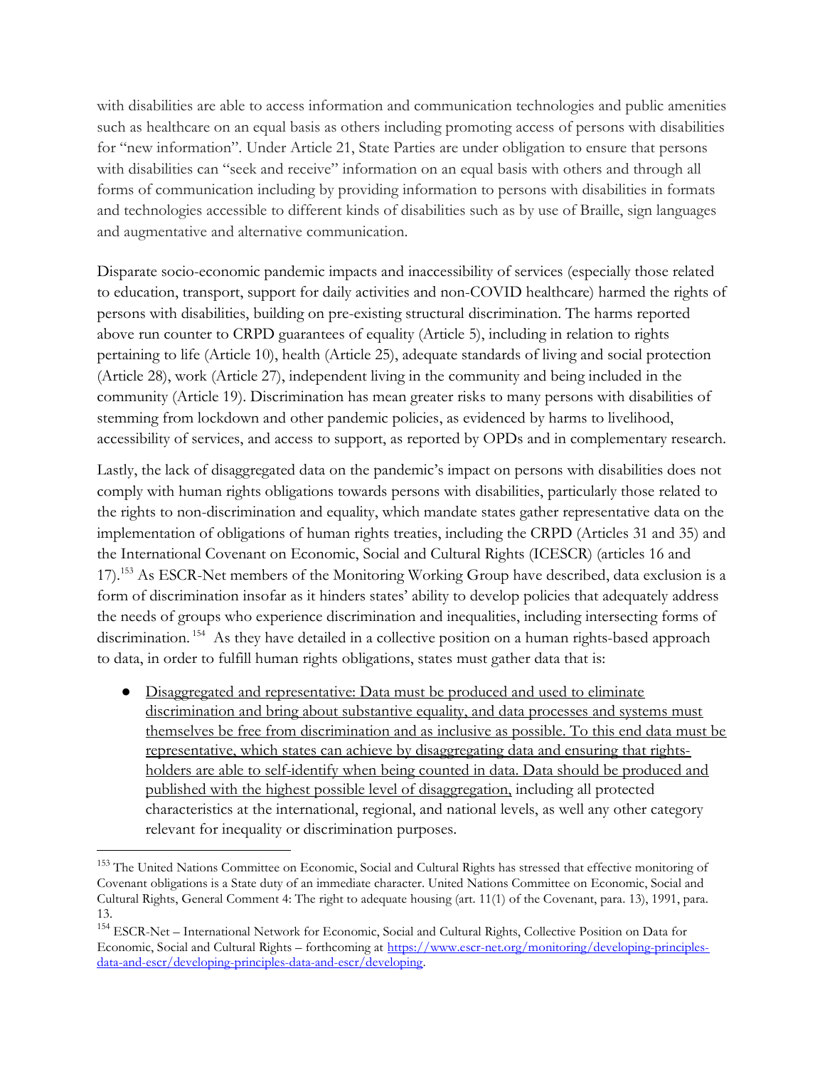with disabilities are able to access information and communication technologies and public amenities such as healthcare on an equal basis as others including promoting access of persons with disabilities for "new information". Under Article 21, State Parties are under obligation to ensure that persons with disabilities can "seek and receive" information on an equal basis with others and through all forms of communication including by providing information to persons with disabilities in formats and technologies accessible to different kinds of disabilities such as by use of Braille, sign languages and augmentative and alternative communication.

Disparate socio-economic pandemic impacts and inaccessibility of services (especially those related to education, transport, support for daily activities and non-COVID healthcare) harmed the rights of persons with disabilities, building on pre-existing structural discrimination. The harms reported above run counter to CRPD guarantees of equality (Article 5), including in relation to rights pertaining to life (Article 10), health (Article 25), adequate standards of living and social protection (Article 28), work (Article 27), independent living in the community and being included in the community (Article 19). Discrimination has mean greater risks to many persons with disabilities of stemming from lockdown and other pandemic policies, as evidenced by harms to livelihood, accessibility of services, and access to support, as reported by OPDs and in complementary research.

Lastly, the lack of disaggregated data on the pandemic's impact on persons with disabilities does not comply with human rights obligations towards persons with disabilities, particularly those related to the rights to non-discrimination and equality, which mandate states gather representative data on the implementation of obligations of human rights treaties, including the CRPD (Articles 31 and 35) and the International Covenant on Economic, Social and Cultural Rights (ICESCR) (articles 16 and 17).[153] As ESCR-Net members of the Monitoring Working Group have described, data exclusion is a form of discrimination insofar as it hinders states' ability to develop policies that adequately address the needs of groups who experience discrimination and inequalities, including intersecting forms of discrimination.[154] As they have detailed in a collective position on a human rights-based approach to data, in order to fulfill human rights obligations, states must gather data that is:

- <u>Disaggregated and representative: Data must be produced and used to eliminate discrimination and bring about substantive equality, and data processes and systems must themselves be free from discrimination and as inclusive as possible. To this end data must be representative, which states can achieve by disaggregating data and ensuring that rights-holders are able to self-identify when being counted in data. Data should be produced and published with the highest possible level of disaggregation,</u> including all protected characteristics at the international, regional, and national levels, as well any other category relevant for inequality or discrimination purposes.

---

[153] The United Nations Committee on Economic, Social and Cultural Rights has stressed that effective monitoring of Covenant obligations is a State duty of an immediate character. United Nations Committee on Economic, Social and Cultural Rights, General Comment 4: The right to adequate housing (art. 11(1) of the Covenant, para. 13), 1991, para. 13.

[154] ESCR-Net – International Network for Economic, Social and Cultural Rights, Collective Position on Data for Economic, Social and Cultural Rights – forthcoming at https://www.escr-net.org/monitoring/developing-principles-data-and-escr/developing-principles-data-and-escr/developing.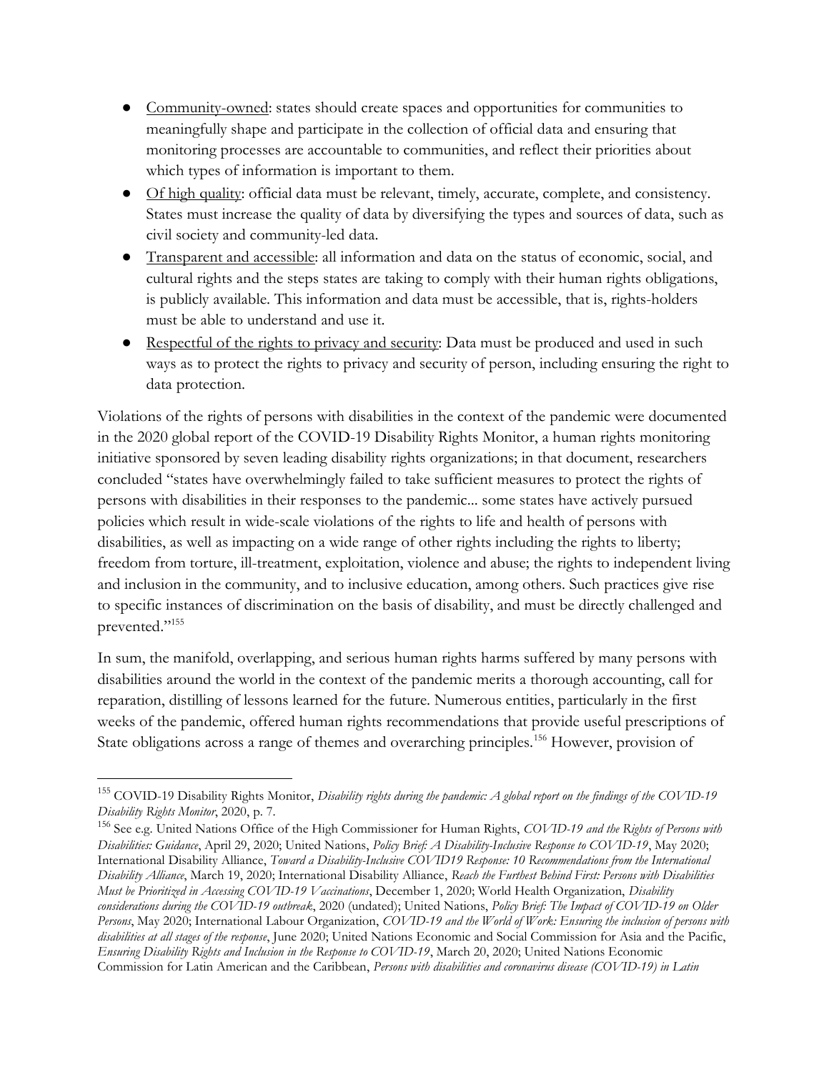- Community-owned: states should create spaces and opportunities for communities to meaningfully shape and participate in the collection of official data and ensuring that monitoring processes are accountable to communities, and reflect their priorities about which types of information is important to them.
- Of high quality: official data must be relevant, timely, accurate, complete, and consistency. States must increase the quality of data by diversifying the types and sources of data, such as civil society and community-led data.
- Transparent and accessible: all information and data on the status of economic, social, and cultural rights and the steps states are taking to comply with their human rights obligations, is publicly available. This information and data must be accessible, that is, rights-holders must be able to understand and use it.
- Respectful of the rights to privacy and security: Data must be produced and used in such ways as to protect the rights to privacy and security of person, including ensuring the right to data protection.

Violations of the rights of persons with disabilities in the context of the pandemic were documented in the 2020 global report of the COVID-19 Disability Rights Monitor, a human rights monitoring initiative sponsored by seven leading disability rights organizations; in that document, researchers concluded "states have overwhelmingly failed to take sufficient measures to protect the rights of persons with disabilities in their responses to the pandemic... some states have actively pursued policies which result in wide-scale violations of the rights to life and health of persons with disabilities, as well as impacting on a wide range of other rights including the rights to liberty; freedom from torture, ill-treatment, exploitation, violence and abuse; the rights to independent living and inclusion in the community, and to inclusive education, among others. Such practices give rise to specific instances of discrimination on the basis of disability, and must be directly challenged and prevented."[155]

In sum, the manifold, overlapping, and serious human rights harms suffered by many persons with disabilities around the world in the context of the pandemic merits a thorough accounting, call for reparation, distilling of lessons learned for the future. Numerous entities, particularly in the first weeks of the pandemic, offered human rights recommendations that provide useful prescriptions of State obligations across a range of themes and overarching principles.[156] However, provision of

---

[155] COVID-19 Disability Rights Monitor, *Disability rights during the pandemic: A global report on the findings of the COVID-19 Disability Rights Monitor*, 2020, p. 7.

[156] See e.g. United Nations Office of the High Commissioner for Human Rights, *COVID-19 and the Rights of Persons with Disabilities: Guidance*, April 29, 2020; United Nations, *Policy Brief: A Disability-Inclusive Response to COVID-19*, May 2020; International Disability Alliance, *Toward a Disability-Inclusive COVID19 Response: 10 Recommendations from the International Disability Alliance*, March 19, 2020; International Disability Alliance, *Reach the Furthest Behind First: Persons with Disabilities Must be Prioritized in Accessing COVID-19 Vaccinations*, December 1, 2020; World Health Organization, *Disability considerations during the COVID-19 outbreak*, 2020 (undated); United Nations, *Policy Brief: The Impact of COVID-19 on Older Persons*, May 2020; International Labour Organization, *COVID-19 and the World of Work: Ensuring the inclusion of persons with disabilities at all stages of the response*, June 2020; United Nations Economic and Social Commission for Asia and the Pacific, *Ensuring Disability Rights and Inclusion in the Response to COVID-19*, March 20, 2020; United Nations Economic Commission for Latin American and the Caribbean, *Persons with disabilities and coronavirus disease (COVID-19) in Latin*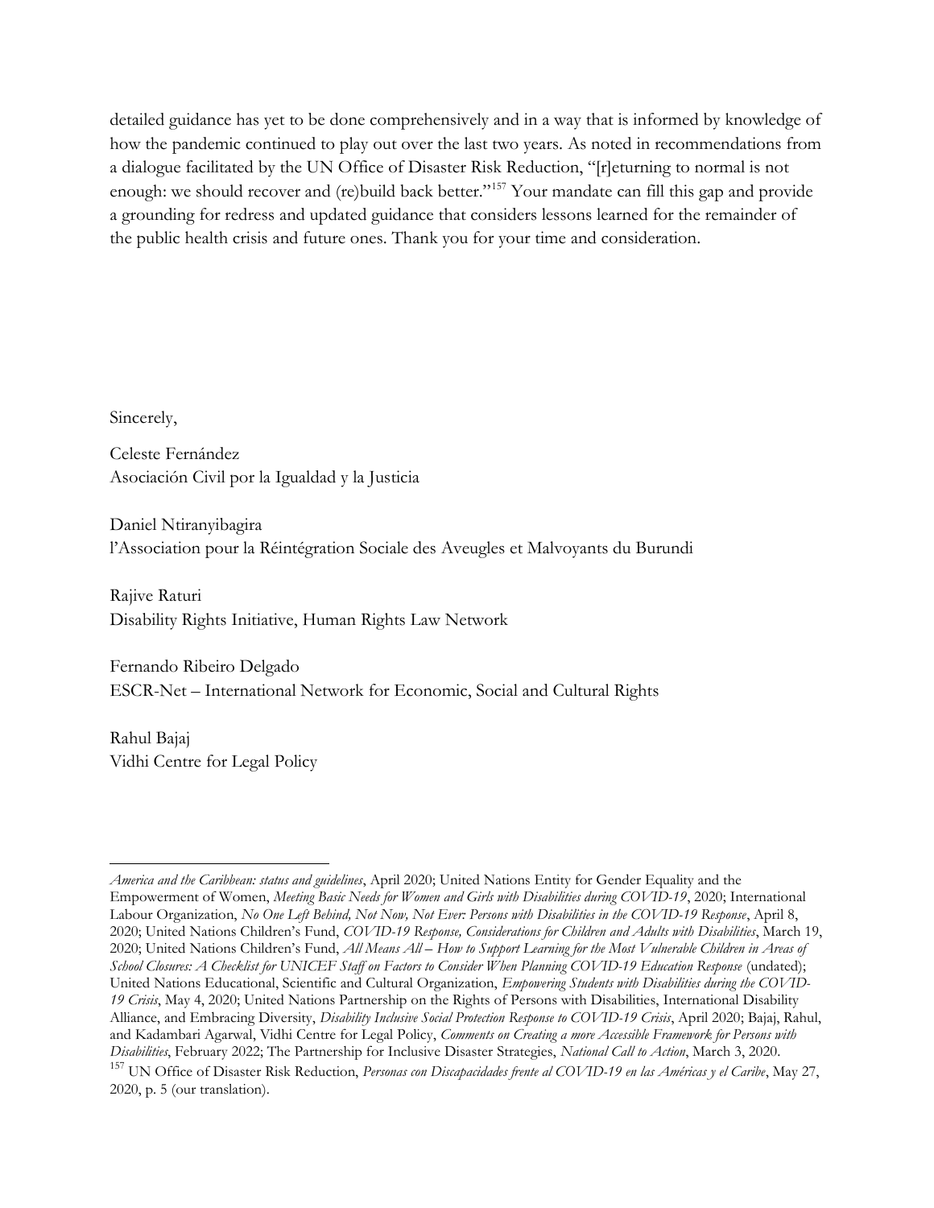detailed guidance has yet to be done comprehensively and in a way that is informed by knowledge of how the pandemic continued to play out over the last two years. As noted in recommendations from a dialogue facilitated by the UN Office of Disaster Risk Reduction, "[r]eturning to normal is not enough: we should recover and (re)build back better."[157] Your mandate can fill this gap and provide a grounding for redress and updated guidance that considers lessons learned for the remainder of the public health crisis and future ones. Thank you for your time and consideration.

Sincerely,

Celeste Fernández
Asociación Civil por la Igualdad y la Justicia

Daniel Ntiranyibagira
l'Association pour la Réintégration Sociale des Aveugles et Malvoyants du Burundi

Rajive Raturi
Disability Rights Initiative, Human Rights Law Network

Fernando Ribeiro Delgado
ESCR-Net – International Network for Economic, Social and Cultural Rights

Rahul Bajaj
Vidhi Centre for Legal Policy

---

*America and the Caribbean: status and guidelines*, April 2020; United Nations Entity for Gender Equality and the Empowerment of Women, *Meeting Basic Needs for Women and Girls with Disabilities during COVID-19*, 2020; International Labour Organization, *No One Left Behind, Not Now, Not Ever: Persons with Disabilities in the COVID-19 Response*, April 8, 2020; United Nations Children's Fund, *COVID-19 Response, Considerations for Children and Adults with Disabilities*, March 19, 2020; United Nations Children's Fund, *All Means All – How to Support Learning for the Most Vulnerable Children in Areas of School Closures: A Checklist for UNICEF Staff on Factors to Consider When Planning COVID-19 Education Response* (undated); United Nations Educational, Scientific and Cultural Organization, *Empowering Students with Disabilities during the COVID-19 Crisis*, May 4, 2020; United Nations Partnership on the Rights of Persons with Disabilities, International Disability Alliance, and Embracing Diversity, *Disability Inclusive Social Protection Response to COVID-19 Crisis*, April 2020; Bajaj, Rahul, and Kadambari Agarwal, Vidhi Centre for Legal Policy, *Comments on Creating a more Accessible Framework for Persons with Disabilities*, February 2022; The Partnership for Inclusive Disaster Strategies, *National Call to Action*, March 3, 2020.

[157] UN Office of Disaster Risk Reduction, *Personas con Discapacidades frente al COVID-19 en las Américas y el Caribe*, May 27, 2020, p. 5 (our translation).